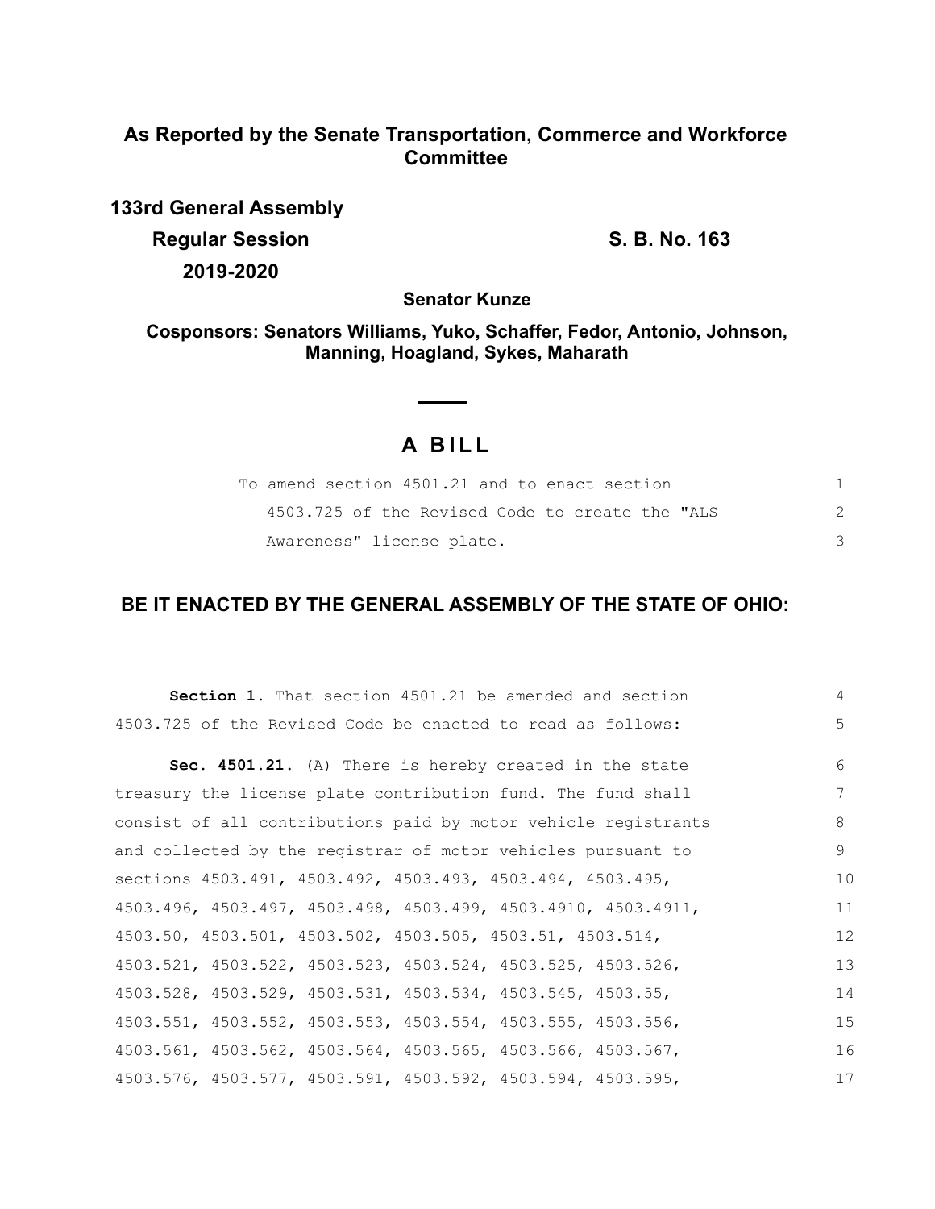**As Reported by the Senate Transportation, Commerce and Workforce Committee**

**133rd General Assembly**

**Regular Session** **S. B. No. 163**

**2019-2020**

**Senator Kunze**

**Cosponsors: Senators Williams, Yuko, Schaffer, Fedor, Antonio, Johnson, Manning, Hoagland, Sykes, Maharath**

# A BILL

To amend section 4501.21 and to enact section 4503.725 of the Revised Code to create the "ALS Awareness" license plate.

## BE IT ENACTED BY THE GENERAL ASSEMBLY OF THE STATE OF OHIO:

**Section 1.** That section 4501.21 be amended and section 4503.725 of the Revised Code be enacted to read as follows:

**Sec. 4501.21.** (A) There is hereby created in the state treasury the license plate contribution fund. The fund shall consist of all contributions paid by motor vehicle registrants and collected by the registrar of motor vehicles pursuant to sections 4503.491, 4503.492, 4503.493, 4503.494, 4503.495, 4503.496, 4503.497, 4503.498, 4503.499, 4503.4910, 4503.4911, 4503.50, 4503.501, 4503.502, 4503.505, 4503.51, 4503.514, 4503.521, 4503.522, 4503.523, 4503.524, 4503.525, 4503.526, 4503.528, 4503.529, 4503.531, 4503.534, 4503.545, 4503.55, 4503.551, 4503.552, 4503.553, 4503.554, 4503.555, 4503.556, 4503.561, 4503.562, 4503.564, 4503.565, 4503.566, 4503.567, 4503.576, 4503.577, 4503.591, 4503.592, 4503.594, 4503.595,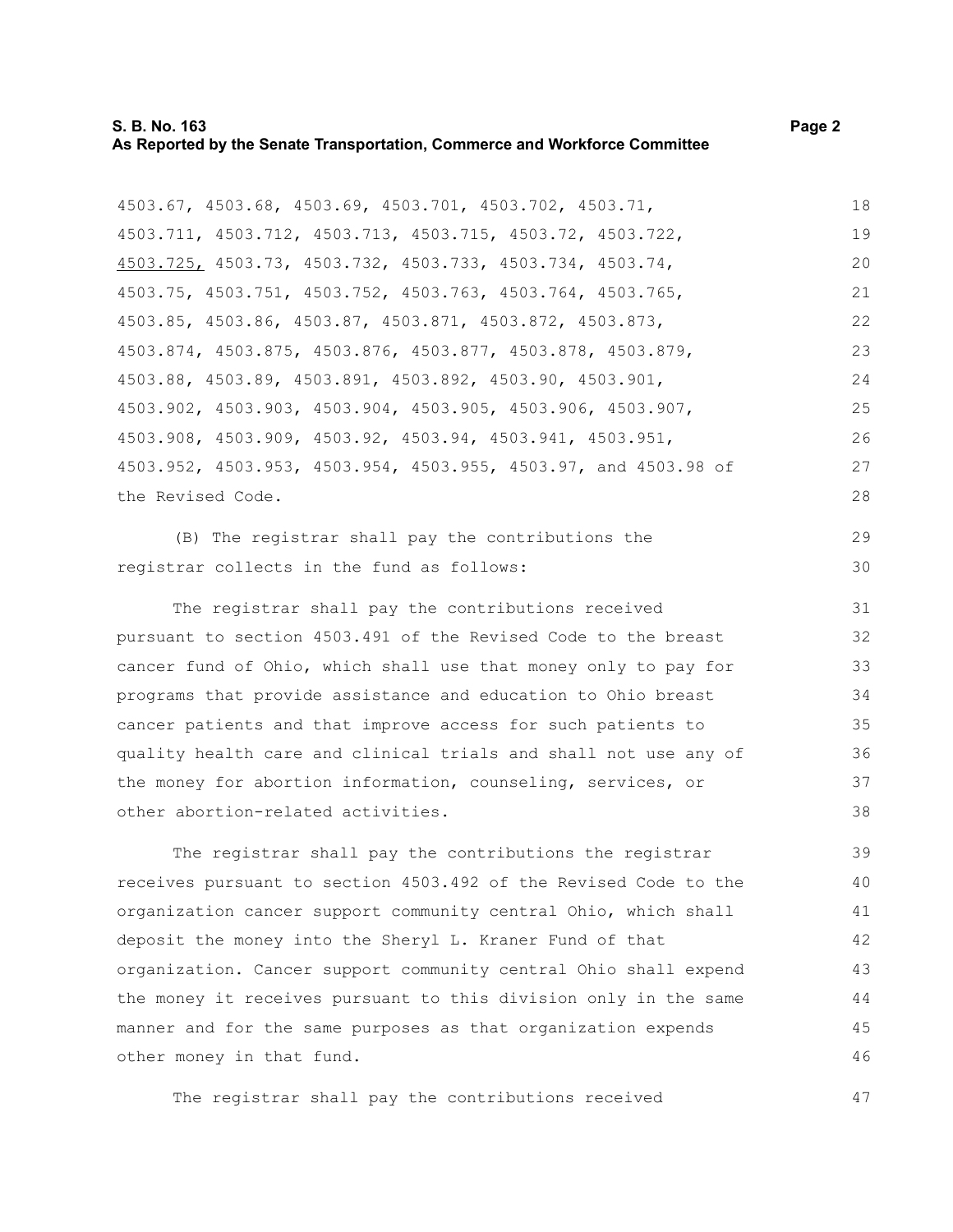4503.67, 4503.68, 4503.69, 4503.701, 4503.702, 4503.71, 4503.711, 4503.712, 4503.713, 4503.715, 4503.72, 4503.722, 4503.725, 4503.73, 4503.732, 4503.733, 4503.734, 4503.74, 4503.75, 4503.751, 4503.752, 4503.763, 4503.764, 4503.765, 4503.85, 4503.86, 4503.87, 4503.871, 4503.872, 4503.873, 4503.874, 4503.875, 4503.876, 4503.877, 4503.878, 4503.879, 4503.88, 4503.89, 4503.891, 4503.892, 4503.90, 4503.901, 4503.902, 4503.903, 4503.904, 4503.905, 4503.906, 4503.907, 4503.908, 4503.909, 4503.92, 4503.94, 4503.941, 4503.951, 4503.952, 4503.953, 4503.954, 4503.955, 4503.97, and 4503.98 of the Revised Code.

(B) The registrar shall pay the contributions the registrar collects in the fund as follows:

The registrar shall pay the contributions received pursuant to section 4503.491 of the Revised Code to the breast cancer fund of Ohio, which shall use that money only to pay for programs that provide assistance and education to Ohio breast cancer patients and that improve access for such patients to quality health care and clinical trials and shall not use any of the money for abortion information, counseling, services, or other abortion-related activities.

The registrar shall pay the contributions the registrar receives pursuant to section 4503.492 of the Revised Code to the organization cancer support community central Ohio, which shall deposit the money into the Sheryl L. Kraner Fund of that organization. Cancer support community central Ohio shall expend the money it receives pursuant to this division only in the same manner and for the same purposes as that organization expends other money in that fund.

The registrar shall pay the contributions received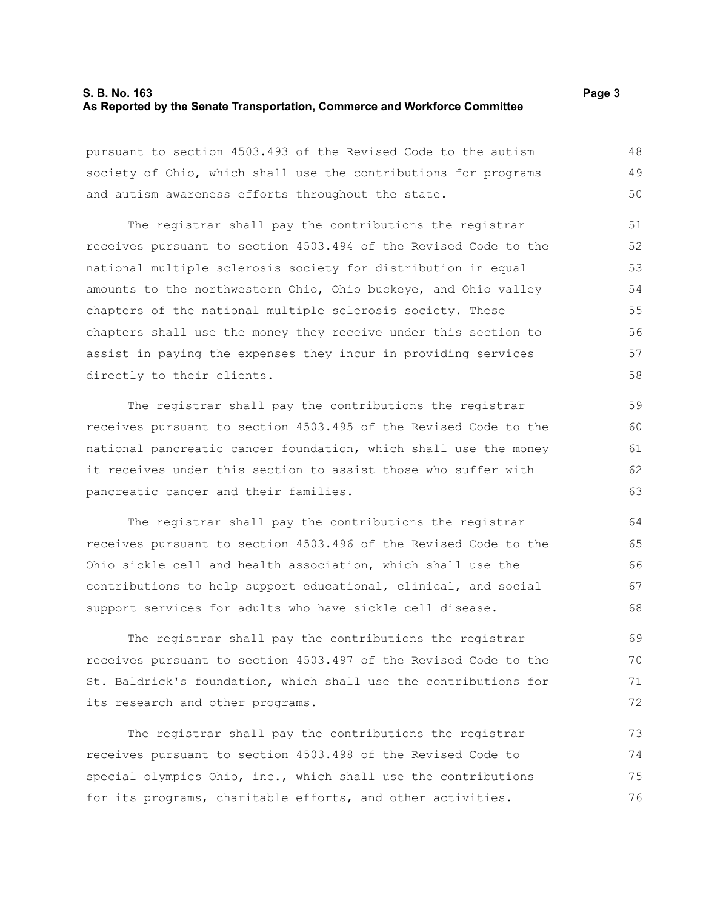pursuant to section 4503.493 of the Revised Code to the autism society of Ohio, which shall use the contributions for programs and autism awareness efforts throughout the state.

The registrar shall pay the contributions the registrar receives pursuant to section 4503.494 of the Revised Code to the national multiple sclerosis society for distribution in equal amounts to the northwestern Ohio, Ohio buckeye, and Ohio valley chapters of the national multiple sclerosis society. These chapters shall use the money they receive under this section to assist in paying the expenses they incur in providing services directly to their clients.

The registrar shall pay the contributions the registrar receives pursuant to section 4503.495 of the Revised Code to the national pancreatic cancer foundation, which shall use the money it receives under this section to assist those who suffer with pancreatic cancer and their families.

The registrar shall pay the contributions the registrar receives pursuant to section 4503.496 of the Revised Code to the Ohio sickle cell and health association, which shall use the contributions to help support educational, clinical, and social support services for adults who have sickle cell disease.

The registrar shall pay the contributions the registrar receives pursuant to section 4503.497 of the Revised Code to the St. Baldrick's foundation, which shall use the contributions for its research and other programs.

The registrar shall pay the contributions the registrar receives pursuant to section 4503.498 of the Revised Code to special olympics Ohio, inc., which shall use the contributions for its programs, charitable efforts, and other activities.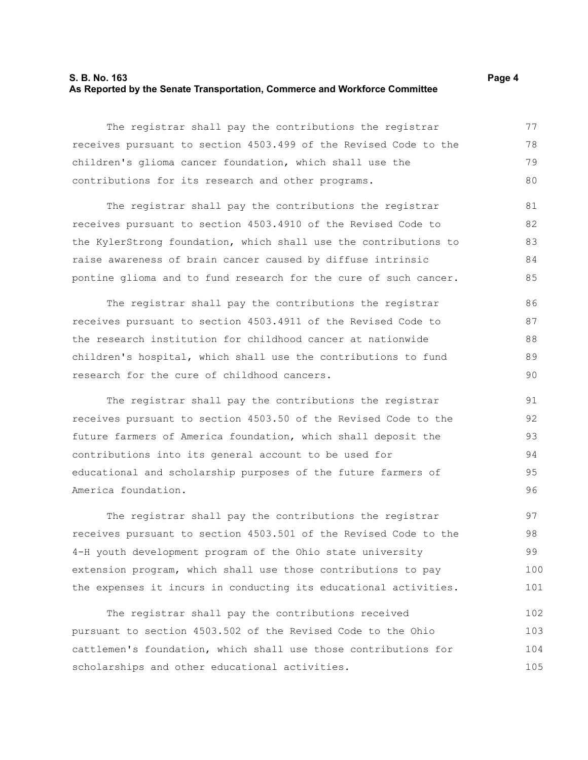The registrar shall pay the contributions the registrar receives pursuant to section 4503.499 of the Revised Code to the children's glioma cancer foundation, which shall use the contributions for its research and other programs.

The registrar shall pay the contributions the registrar receives pursuant to section 4503.4910 of the Revised Code to the KylerStrong foundation, which shall use the contributions to raise awareness of brain cancer caused by diffuse intrinsic pontine glioma and to fund research for the cure of such cancer.

The registrar shall pay the contributions the registrar receives pursuant to section 4503.4911 of the Revised Code to the research institution for childhood cancer at nationwide children's hospital, which shall use the contributions to fund research for the cure of childhood cancers.

The registrar shall pay the contributions the registrar receives pursuant to section 4503.50 of the Revised Code to the future farmers of America foundation, which shall deposit the contributions into its general account to be used for educational and scholarship purposes of the future farmers of America foundation.

The registrar shall pay the contributions the registrar receives pursuant to section 4503.501 of the Revised Code to the 4-H youth development program of the Ohio state university extension program, which shall use those contributions to pay the expenses it incurs in conducting its educational activities.

The registrar shall pay the contributions received pursuant to section 4503.502 of the Revised Code to the Ohio cattlemen's foundation, which shall use those contributions for scholarships and other educational activities.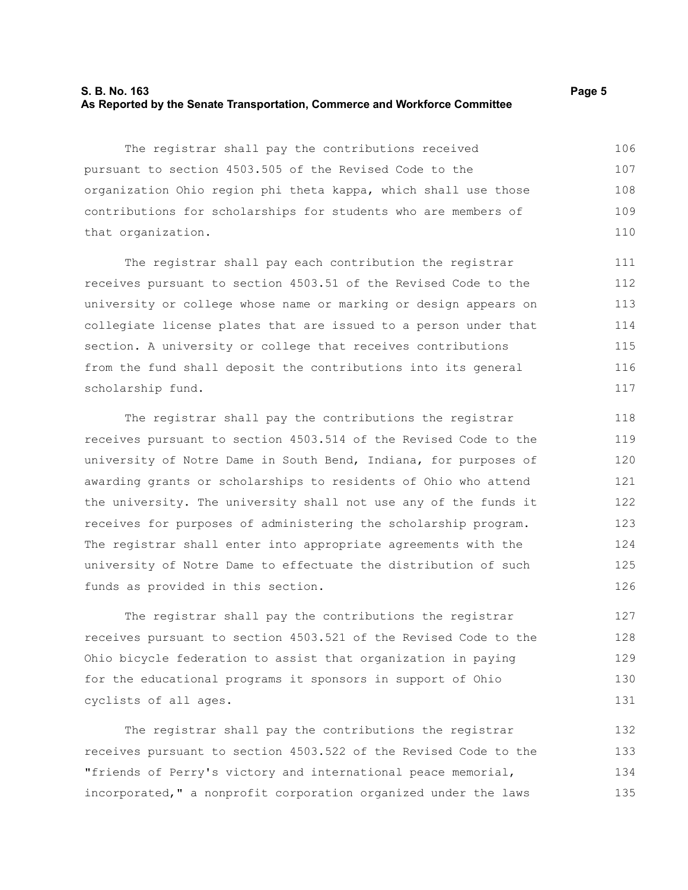The registrar shall pay the contributions received pursuant to section 4503.505 of the Revised Code to the organization Ohio region phi theta kappa, which shall use those contributions for scholarships for students who are members of that organization.

The registrar shall pay each contribution the registrar receives pursuant to section 4503.51 of the Revised Code to the university or college whose name or marking or design appears on collegiate license plates that are issued to a person under that section. A university or college that receives contributions from the fund shall deposit the contributions into its general scholarship fund.

The registrar shall pay the contributions the registrar receives pursuant to section 4503.514 of the Revised Code to the university of Notre Dame in South Bend, Indiana, for purposes of awarding grants or scholarships to residents of Ohio who attend the university. The university shall not use any of the funds it receives for purposes of administering the scholarship program. The registrar shall enter into appropriate agreements with the university of Notre Dame to effectuate the distribution of such funds as provided in this section.

The registrar shall pay the contributions the registrar receives pursuant to section 4503.521 of the Revised Code to the Ohio bicycle federation to assist that organization in paying for the educational programs it sponsors in support of Ohio cyclists of all ages.

The registrar shall pay the contributions the registrar receives pursuant to section 4503.522 of the Revised Code to the "friends of Perry's victory and international peace memorial, incorporated," a nonprofit corporation organized under the laws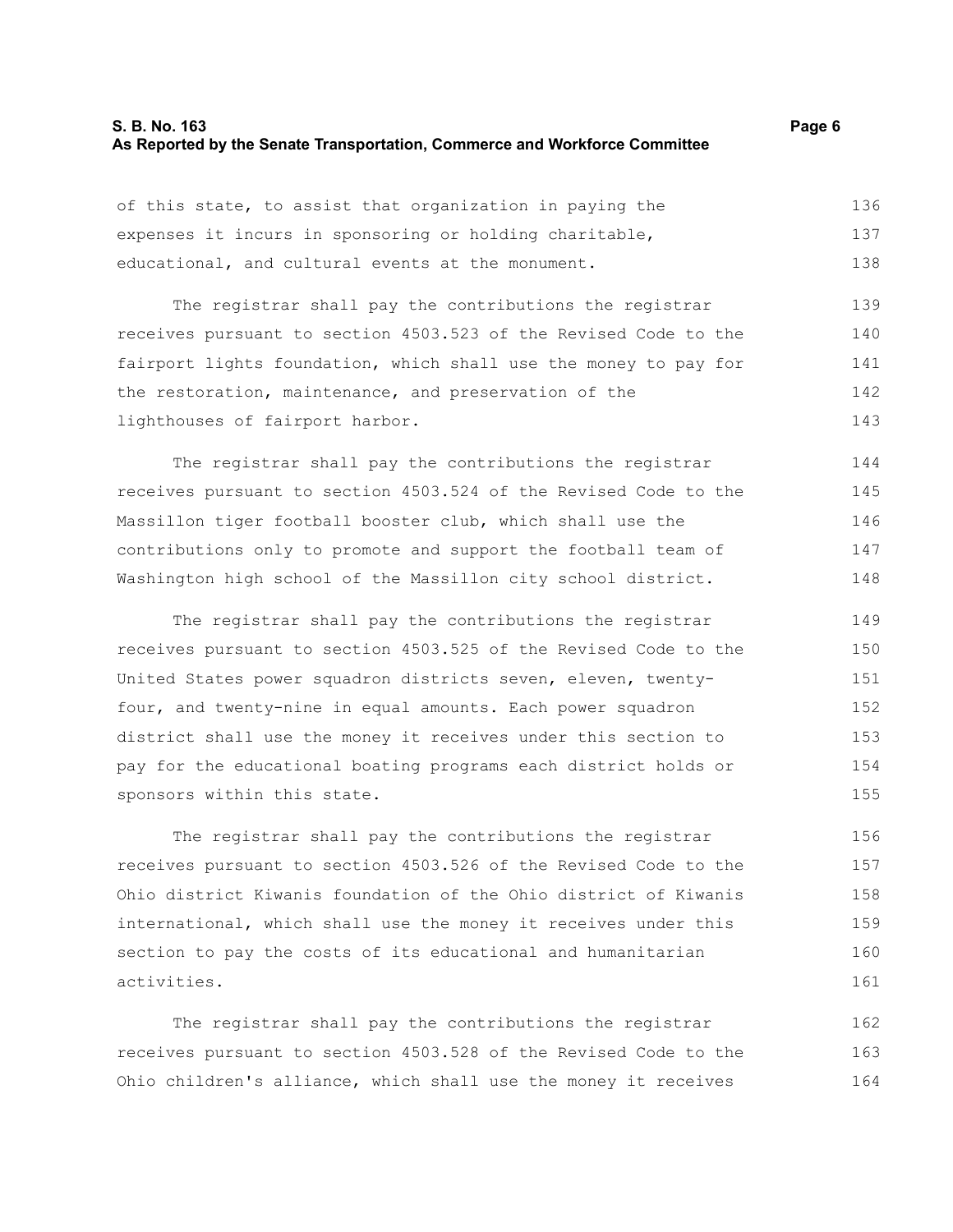of this state, to assist that organization in paying the expenses it incurs in sponsoring or holding charitable, educational, and cultural events at the monument.

The registrar shall pay the contributions the registrar receives pursuant to section 4503.523 of the Revised Code to the fairport lights foundation, which shall use the money to pay for the restoration, maintenance, and preservation of the lighthouses of fairport harbor.

The registrar shall pay the contributions the registrar receives pursuant to section 4503.524 of the Revised Code to the Massillon tiger football booster club, which shall use the contributions only to promote and support the football team of Washington high school of the Massillon city school district.

The registrar shall pay the contributions the registrar receives pursuant to section 4503.525 of the Revised Code to the United States power squadron districts seven, eleven, twenty-four, and twenty-nine in equal amounts. Each power squadron district shall use the money it receives under this section to pay for the educational boating programs each district holds or sponsors within this state.

The registrar shall pay the contributions the registrar receives pursuant to section 4503.526 of the Revised Code to the Ohio district Kiwanis foundation of the Ohio district of Kiwanis international, which shall use the money it receives under this section to pay the costs of its educational and humanitarian activities.

The registrar shall pay the contributions the registrar receives pursuant to section 4503.528 of the Revised Code to the Ohio children's alliance, which shall use the money it receives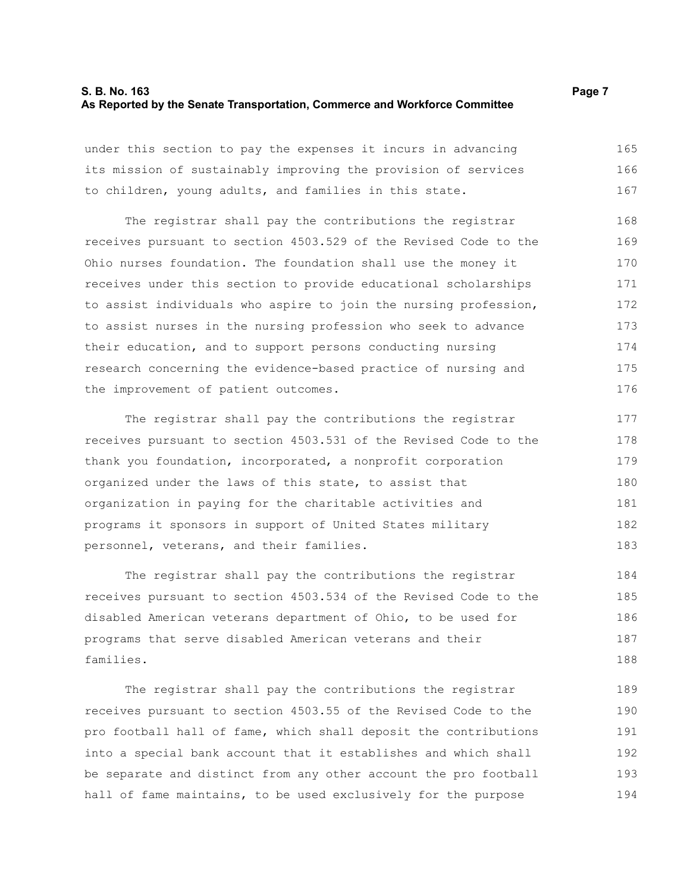under this section to pay the expenses it incurs in advancing its mission of sustainably improving the provision of services to children, young adults, and families in this state.

The registrar shall pay the contributions the registrar receives pursuant to section 4503.529 of the Revised Code to the Ohio nurses foundation. The foundation shall use the money it receives under this section to provide educational scholarships to assist individuals who aspire to join the nursing profession, to assist nurses in the nursing profession who seek to advance their education, and to support persons conducting nursing research concerning the evidence-based practice of nursing and the improvement of patient outcomes.

The registrar shall pay the contributions the registrar receives pursuant to section 4503.531 of the Revised Code to the thank you foundation, incorporated, a nonprofit corporation organized under the laws of this state, to assist that organization in paying for the charitable activities and programs it sponsors in support of United States military personnel, veterans, and their families.

The registrar shall pay the contributions the registrar receives pursuant to section 4503.534 of the Revised Code to the disabled American veterans department of Ohio, to be used for programs that serve disabled American veterans and their families.

The registrar shall pay the contributions the registrar receives pursuant to section 4503.55 of the Revised Code to the pro football hall of fame, which shall deposit the contributions into a special bank account that it establishes and which shall be separate and distinct from any other account the pro football hall of fame maintains, to be used exclusively for the purpose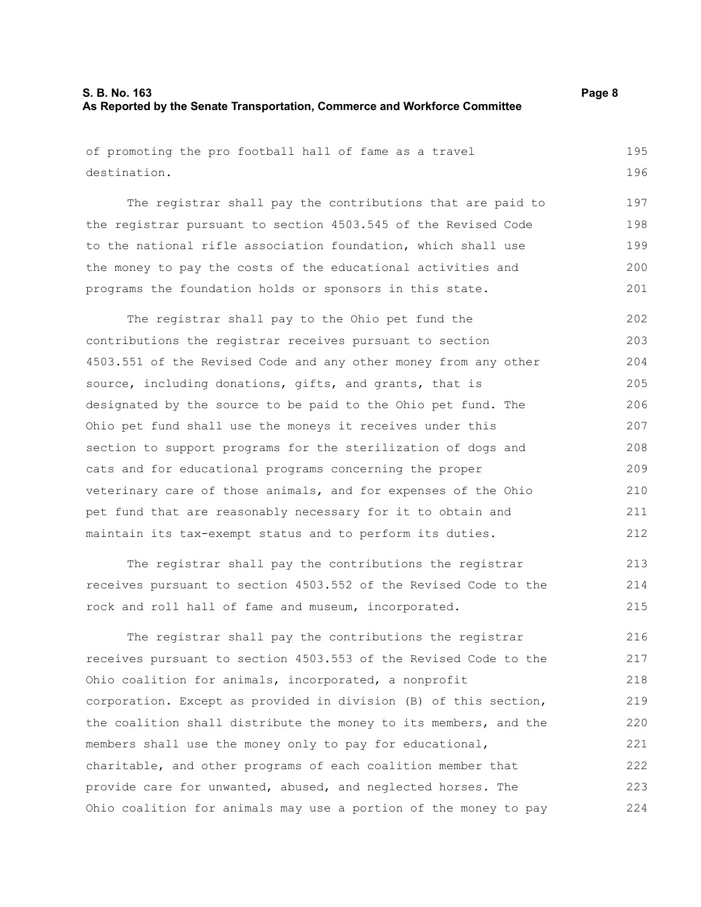of promoting the pro football hall of fame as a travel destination.

The registrar shall pay the contributions that are paid to the registrar pursuant to section 4503.545 of the Revised Code to the national rifle association foundation, which shall use the money to pay the costs of the educational activities and programs the foundation holds or sponsors in this state.

The registrar shall pay to the Ohio pet fund the contributions the registrar receives pursuant to section 4503.551 of the Revised Code and any other money from any other source, including donations, gifts, and grants, that is designated by the source to be paid to the Ohio pet fund. The Ohio pet fund shall use the moneys it receives under this section to support programs for the sterilization of dogs and cats and for educational programs concerning the proper veterinary care of those animals, and for expenses of the Ohio pet fund that are reasonably necessary for it to obtain and maintain its tax-exempt status and to perform its duties.

The registrar shall pay the contributions the registrar receives pursuant to section 4503.552 of the Revised Code to the rock and roll hall of fame and museum, incorporated.

The registrar shall pay the contributions the registrar receives pursuant to section 4503.553 of the Revised Code to the Ohio coalition for animals, incorporated, a nonprofit corporation. Except as provided in division (B) of this section, the coalition shall distribute the money to its members, and the members shall use the money only to pay for educational, charitable, and other programs of each coalition member that provide care for unwanted, abused, and neglected horses. The Ohio coalition for animals may use a portion of the money to pay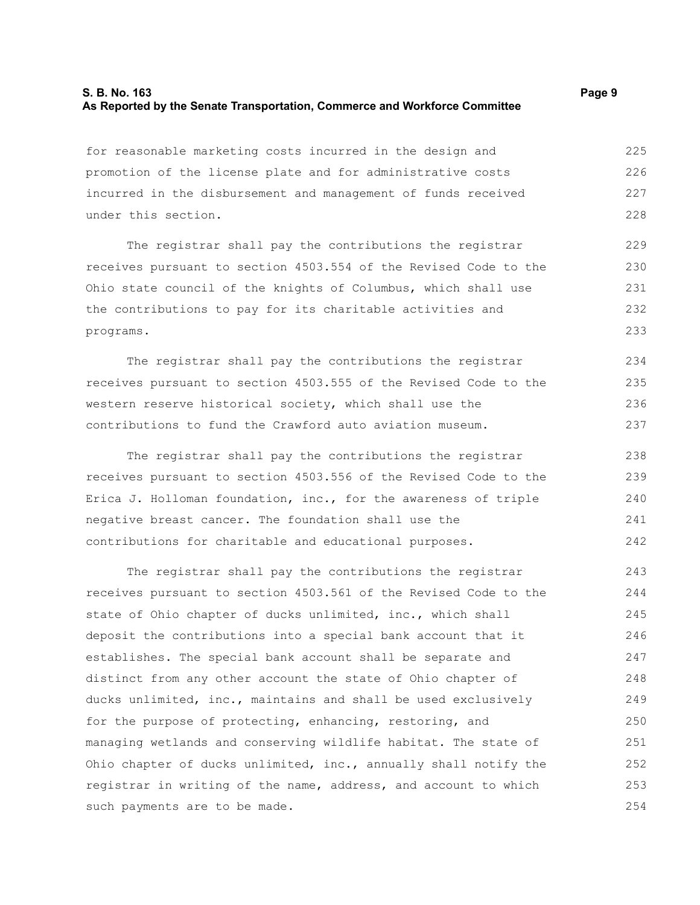for reasonable marketing costs incurred in the design and promotion of the license plate and for administrative costs incurred in the disbursement and management of funds received under this section.

The registrar shall pay the contributions the registrar receives pursuant to section 4503.554 of the Revised Code to the Ohio state council of the knights of Columbus, which shall use the contributions to pay for its charitable activities and programs.

The registrar shall pay the contributions the registrar receives pursuant to section 4503.555 of the Revised Code to the western reserve historical society, which shall use the contributions to fund the Crawford auto aviation museum.

The registrar shall pay the contributions the registrar receives pursuant to section 4503.556 of the Revised Code to the Erica J. Holloman foundation, inc., for the awareness of triple negative breast cancer. The foundation shall use the contributions for charitable and educational purposes.

The registrar shall pay the contributions the registrar receives pursuant to section 4503.561 of the Revised Code to the state of Ohio chapter of ducks unlimited, inc., which shall deposit the contributions into a special bank account that it establishes. The special bank account shall be separate and distinct from any other account the state of Ohio chapter of ducks unlimited, inc., maintains and shall be used exclusively for the purpose of protecting, enhancing, restoring, and managing wetlands and conserving wildlife habitat. The state of Ohio chapter of ducks unlimited, inc., annually shall notify the registrar in writing of the name, address, and account to which such payments are to be made.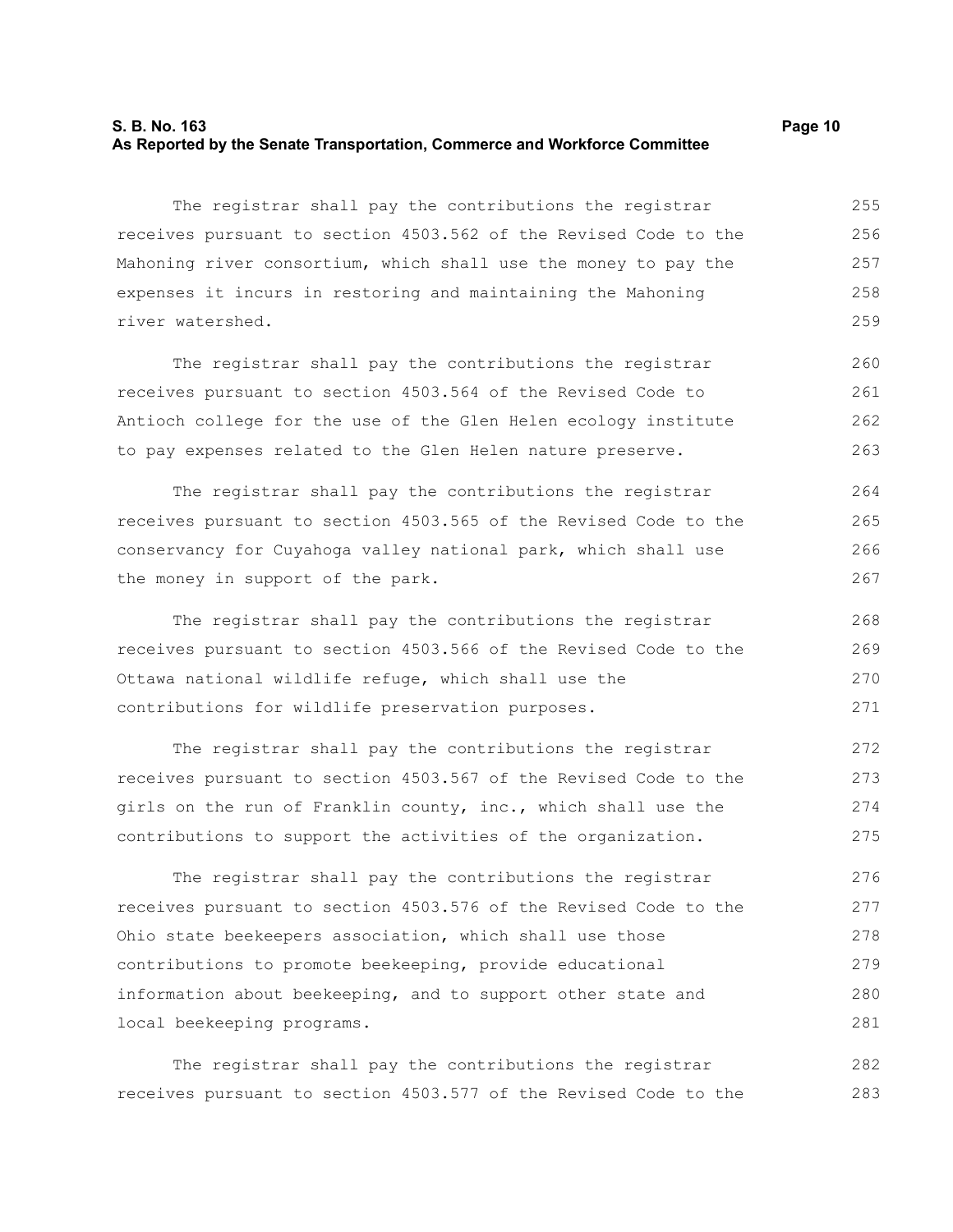The registrar shall pay the contributions the registrar receives pursuant to section 4503.562 of the Revised Code to the Mahoning river consortium, which shall use the money to pay the expenses it incurs in restoring and maintaining the Mahoning river watershed.

The registrar shall pay the contributions the registrar receives pursuant to section 4503.564 of the Revised Code to Antioch college for the use of the Glen Helen ecology institute to pay expenses related to the Glen Helen nature preserve.

The registrar shall pay the contributions the registrar receives pursuant to section 4503.565 of the Revised Code to the conservancy for Cuyahoga valley national park, which shall use the money in support of the park.

The registrar shall pay the contributions the registrar receives pursuant to section 4503.566 of the Revised Code to the Ottawa national wildlife refuge, which shall use the contributions for wildlife preservation purposes.

The registrar shall pay the contributions the registrar receives pursuant to section 4503.567 of the Revised Code to the girls on the run of Franklin county, inc., which shall use the contributions to support the activities of the organization.

The registrar shall pay the contributions the registrar receives pursuant to section 4503.576 of the Revised Code to the Ohio state beekeepers association, which shall use those contributions to promote beekeeping, provide educational information about beekeeping, and to support other state and local beekeeping programs.

The registrar shall pay the contributions the registrar receives pursuant to section 4503.577 of the Revised Code to the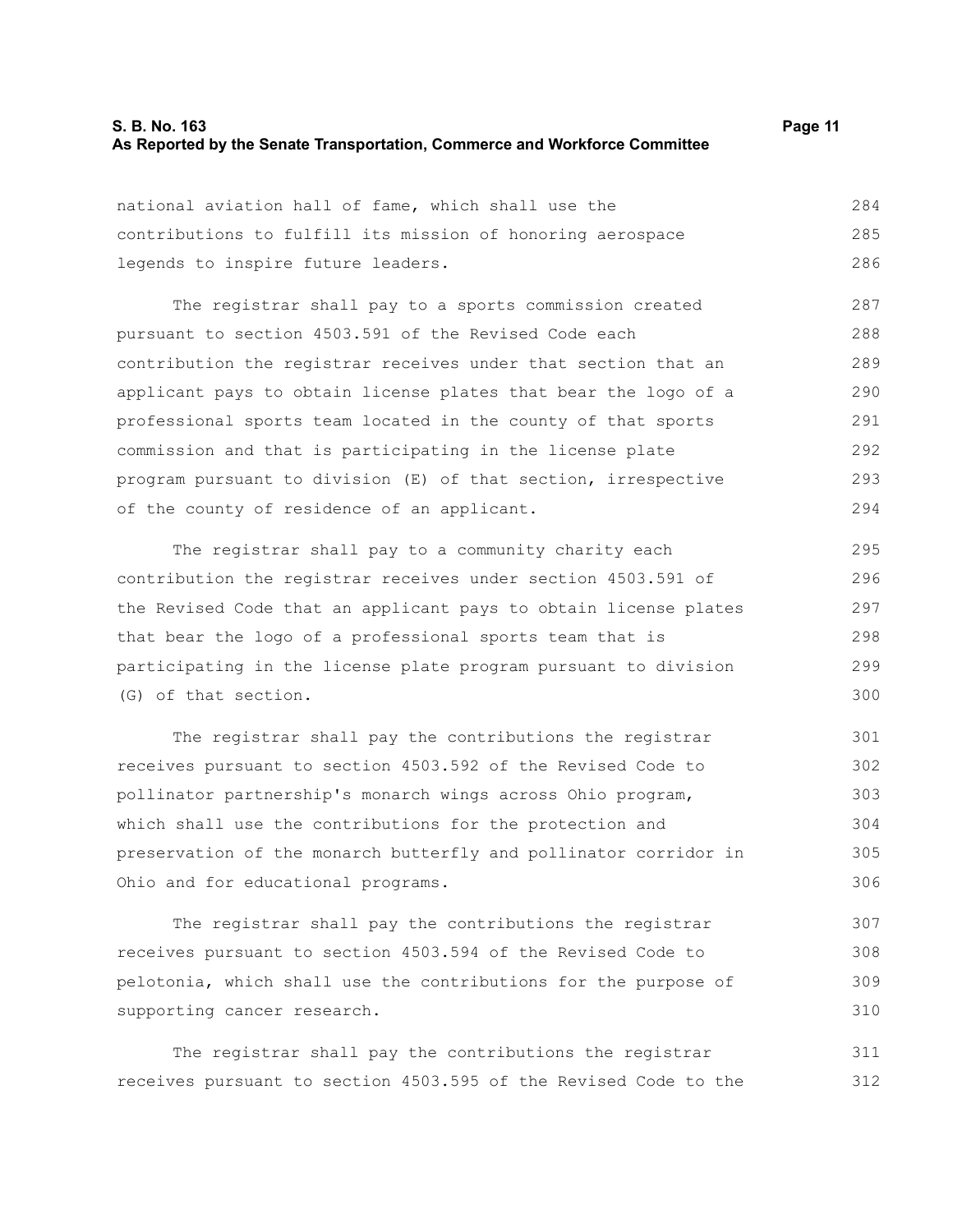national aviation hall of fame, which shall use the contributions to fulfill its mission of honoring aerospace legends to inspire future leaders.

The registrar shall pay to a sports commission created pursuant to section 4503.591 of the Revised Code each contribution the registrar receives under that section that an applicant pays to obtain license plates that bear the logo of a professional sports team located in the county of that sports commission and that is participating in the license plate program pursuant to division (E) of that section, irrespective of the county of residence of an applicant.

The registrar shall pay to a community charity each contribution the registrar receives under section 4503.591 of the Revised Code that an applicant pays to obtain license plates that bear the logo of a professional sports team that is participating in the license plate program pursuant to division (G) of that section.

The registrar shall pay the contributions the registrar receives pursuant to section 4503.592 of the Revised Code to pollinator partnership's monarch wings across Ohio program, which shall use the contributions for the protection and preservation of the monarch butterfly and pollinator corridor in Ohio and for educational programs.

The registrar shall pay the contributions the registrar receives pursuant to section 4503.594 of the Revised Code to pelotonia, which shall use the contributions for the purpose of supporting cancer research.

The registrar shall pay the contributions the registrar receives pursuant to section 4503.595 of the Revised Code to the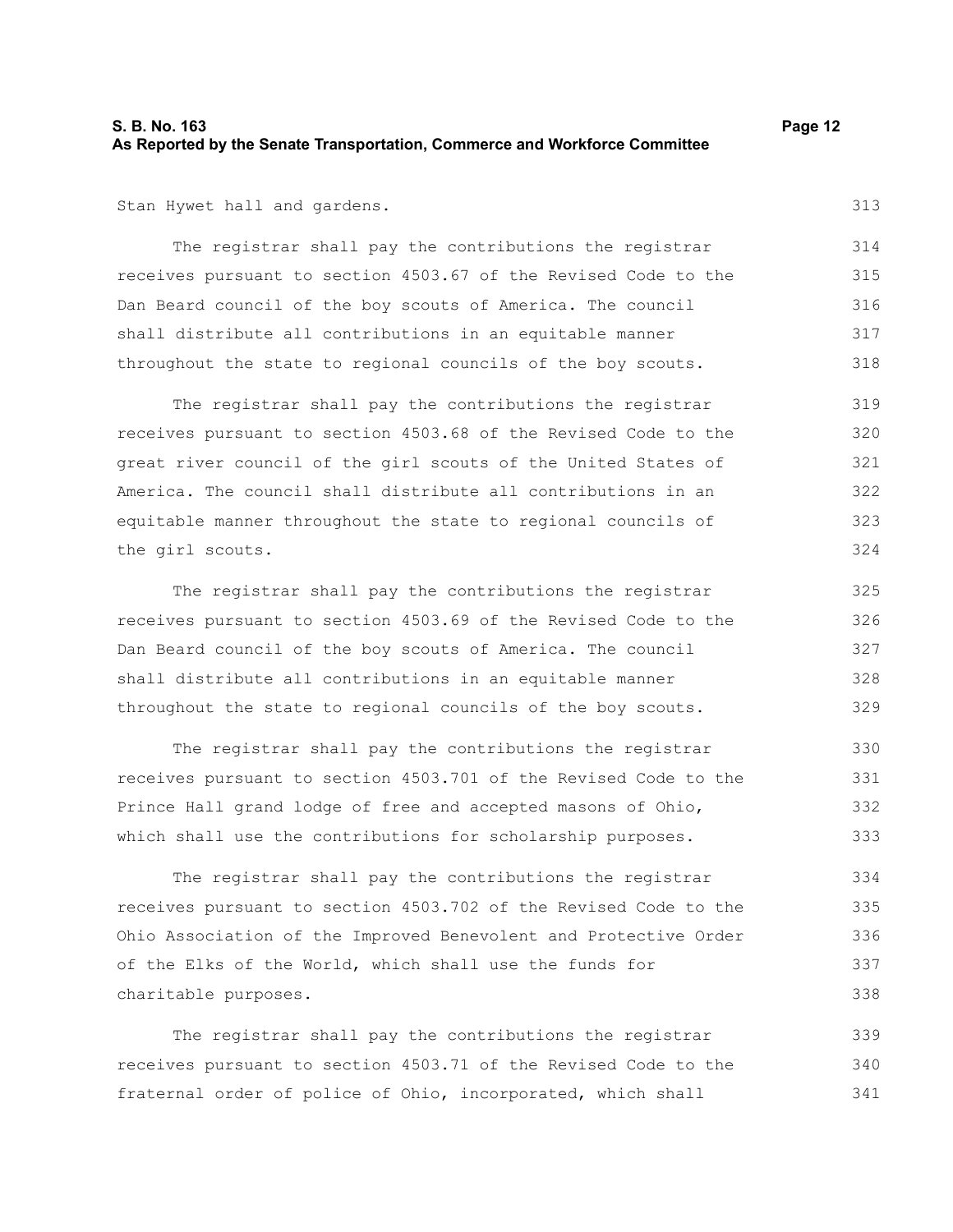Stan Hywet hall and gardens.

The registrar shall pay the contributions the registrar receives pursuant to section 4503.67 of the Revised Code to the Dan Beard council of the boy scouts of America. The council shall distribute all contributions in an equitable manner throughout the state to regional councils of the boy scouts.

The registrar shall pay the contributions the registrar receives pursuant to section 4503.68 of the Revised Code to the great river council of the girl scouts of the United States of America. The council shall distribute all contributions in an equitable manner throughout the state to regional councils of the girl scouts.

The registrar shall pay the contributions the registrar receives pursuant to section 4503.69 of the Revised Code to the Dan Beard council of the boy scouts of America. The council shall distribute all contributions in an equitable manner throughout the state to regional councils of the boy scouts.

The registrar shall pay the contributions the registrar receives pursuant to section 4503.701 of the Revised Code to the Prince Hall grand lodge of free and accepted masons of Ohio, which shall use the contributions for scholarship purposes.

The registrar shall pay the contributions the registrar receives pursuant to section 4503.702 of the Revised Code to the Ohio Association of the Improved Benevolent and Protective Order of the Elks of the World, which shall use the funds for charitable purposes.

The registrar shall pay the contributions the registrar receives pursuant to section 4503.71 of the Revised Code to the fraternal order of police of Ohio, incorporated, which shall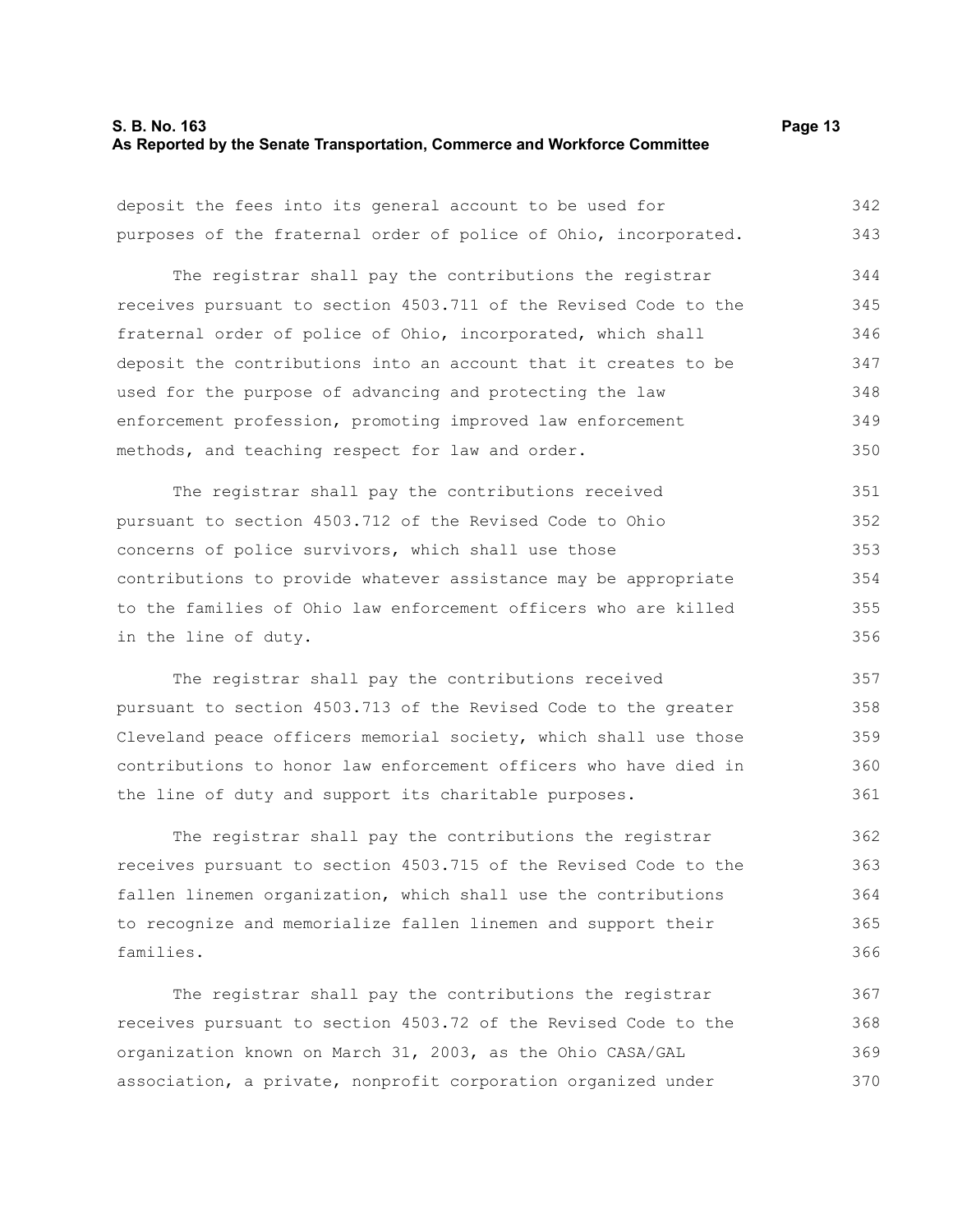deposit the fees into its general account to be used for purposes of the fraternal order of police of Ohio, incorporated.

The registrar shall pay the contributions the registrar receives pursuant to section 4503.711 of the Revised Code to the fraternal order of police of Ohio, incorporated, which shall deposit the contributions into an account that it creates to be used for the purpose of advancing and protecting the law enforcement profession, promoting improved law enforcement methods, and teaching respect for law and order.

The registrar shall pay the contributions received pursuant to section 4503.712 of the Revised Code to Ohio concerns of police survivors, which shall use those contributions to provide whatever assistance may be appropriate to the families of Ohio law enforcement officers who are killed in the line of duty.

The registrar shall pay the contributions received pursuant to section 4503.713 of the Revised Code to the greater Cleveland peace officers memorial society, which shall use those contributions to honor law enforcement officers who have died in the line of duty and support its charitable purposes.

The registrar shall pay the contributions the registrar receives pursuant to section 4503.715 of the Revised Code to the fallen linemen organization, which shall use the contributions to recognize and memorialize fallen linemen and support their families.

The registrar shall pay the contributions the registrar receives pursuant to section 4503.72 of the Revised Code to the organization known on March 31, 2003, as the Ohio CASA/GAL association, a private, nonprofit corporation organized under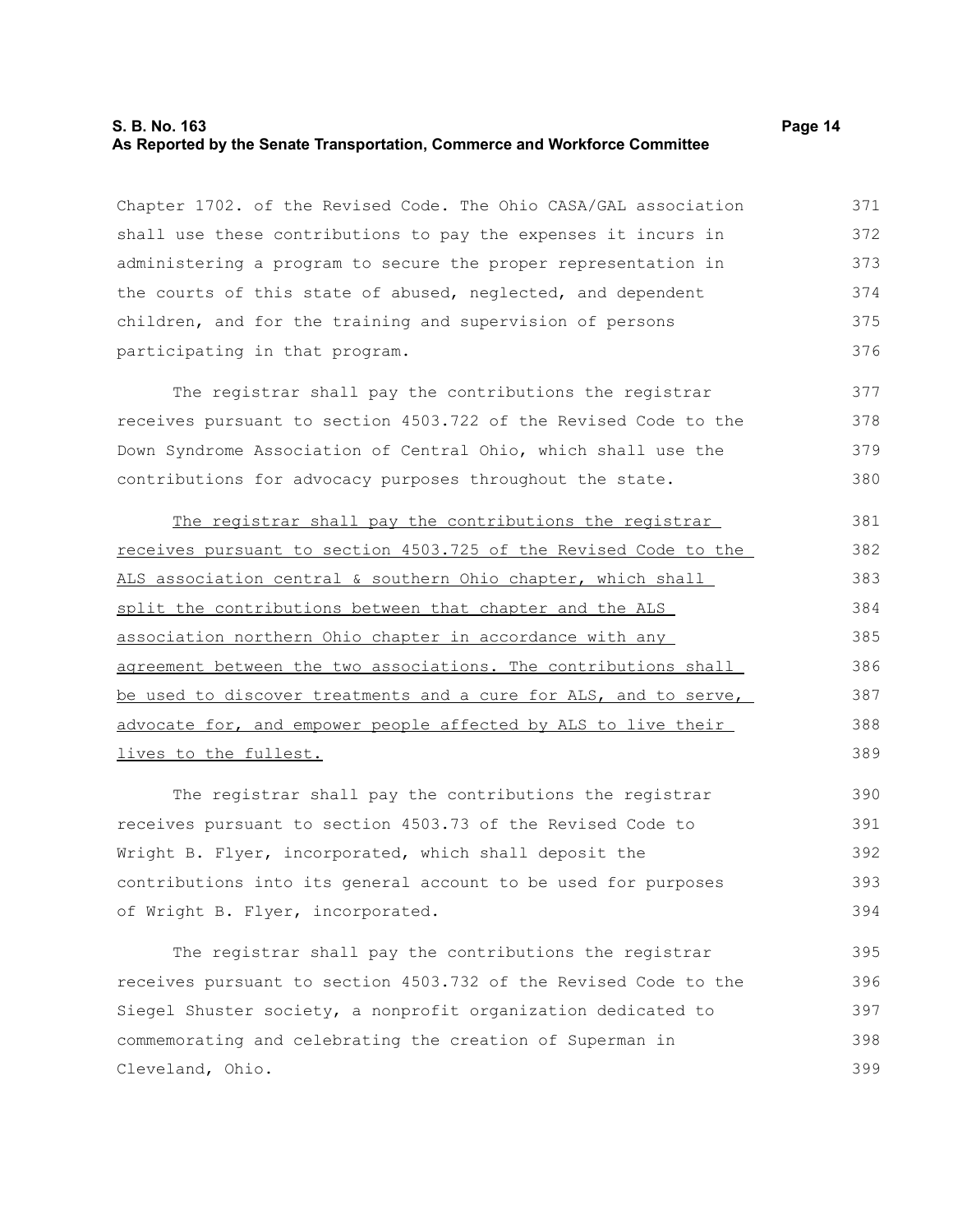Chapter 1702. of the Revised Code. The Ohio CASA/GAL association shall use these contributions to pay the expenses it incurs in administering a program to secure the proper representation in the courts of this state of abused, neglected, and dependent children, and for the training and supervision of persons participating in that program.

The registrar shall pay the contributions the registrar receives pursuant to section 4503.722 of the Revised Code to the Down Syndrome Association of Central Ohio, which shall use the contributions for advocacy purposes throughout the state.

<u>The registrar shall pay the contributions the registrar receives pursuant to section 4503.725 of the Revised Code to the ALS association central & southern Ohio chapter, which shall split the contributions between that chapter and the ALS association northern Ohio chapter in accordance with any agreement between the two associations. The contributions shall be used to discover treatments and a cure for ALS, and to serve, advocate for, and empower people affected by ALS to live their lives to the fullest.</u>

The registrar shall pay the contributions the registrar receives pursuant to section 4503.73 of the Revised Code to Wright B. Flyer, incorporated, which shall deposit the contributions into its general account to be used for purposes of Wright B. Flyer, incorporated.

The registrar shall pay the contributions the registrar receives pursuant to section 4503.732 of the Revised Code to the Siegel Shuster society, a nonprofit organization dedicated to commemorating and celebrating the creation of Superman in Cleveland, Ohio.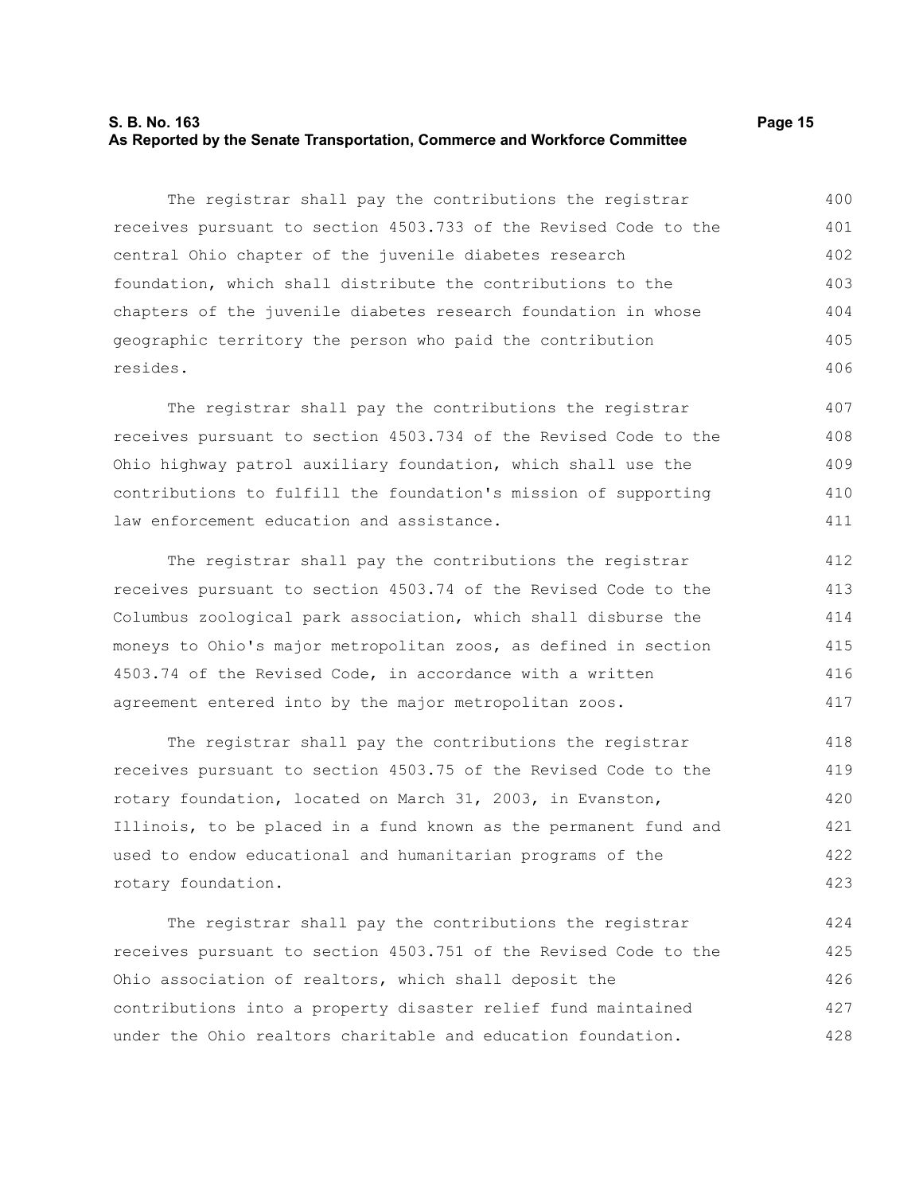The registrar shall pay the contributions the registrar receives pursuant to section 4503.733 of the Revised Code to the central Ohio chapter of the juvenile diabetes research foundation, which shall distribute the contributions to the chapters of the juvenile diabetes research foundation in whose geographic territory the person who paid the contribution resides.

The registrar shall pay the contributions the registrar receives pursuant to section 4503.734 of the Revised Code to the Ohio highway patrol auxiliary foundation, which shall use the contributions to fulfill the foundation's mission of supporting law enforcement education and assistance.

The registrar shall pay the contributions the registrar receives pursuant to section 4503.74 of the Revised Code to the Columbus zoological park association, which shall disburse the moneys to Ohio's major metropolitan zoos, as defined in section 4503.74 of the Revised Code, in accordance with a written agreement entered into by the major metropolitan zoos.

The registrar shall pay the contributions the registrar receives pursuant to section 4503.75 of the Revised Code to the rotary foundation, located on March 31, 2003, in Evanston, Illinois, to be placed in a fund known as the permanent fund and used to endow educational and humanitarian programs of the rotary foundation.

The registrar shall pay the contributions the registrar receives pursuant to section 4503.751 of the Revised Code to the Ohio association of realtors, which shall deposit the contributions into a property disaster relief fund maintained under the Ohio realtors charitable and education foundation.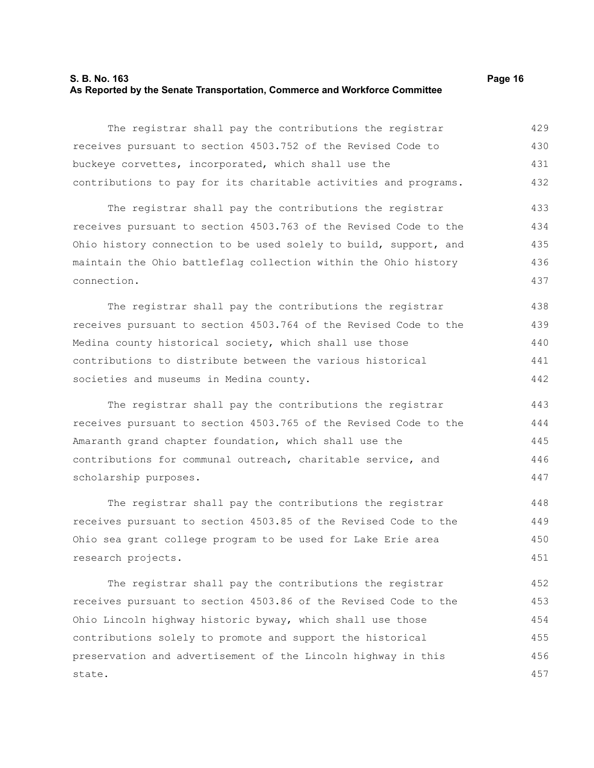The registrar shall pay the contributions the registrar receives pursuant to section 4503.752 of the Revised Code to buckeye corvettes, incorporated, which shall use the contributions to pay for its charitable activities and programs.

The registrar shall pay the contributions the registrar receives pursuant to section 4503.763 of the Revised Code to the Ohio history connection to be used solely to build, support, and maintain the Ohio battleflag collection within the Ohio history connection.

The registrar shall pay the contributions the registrar receives pursuant to section 4503.764 of the Revised Code to the Medina county historical society, which shall use those contributions to distribute between the various historical societies and museums in Medina county.

The registrar shall pay the contributions the registrar receives pursuant to section 4503.765 of the Revised Code to the Amaranth grand chapter foundation, which shall use the contributions for communal outreach, charitable service, and scholarship purposes.

The registrar shall pay the contributions the registrar receives pursuant to section 4503.85 of the Revised Code to the Ohio sea grant college program to be used for Lake Erie area research projects.

The registrar shall pay the contributions the registrar receives pursuant to section 4503.86 of the Revised Code to the Ohio Lincoln highway historic byway, which shall use those contributions solely to promote and support the historical preservation and advertisement of the Lincoln highway in this state.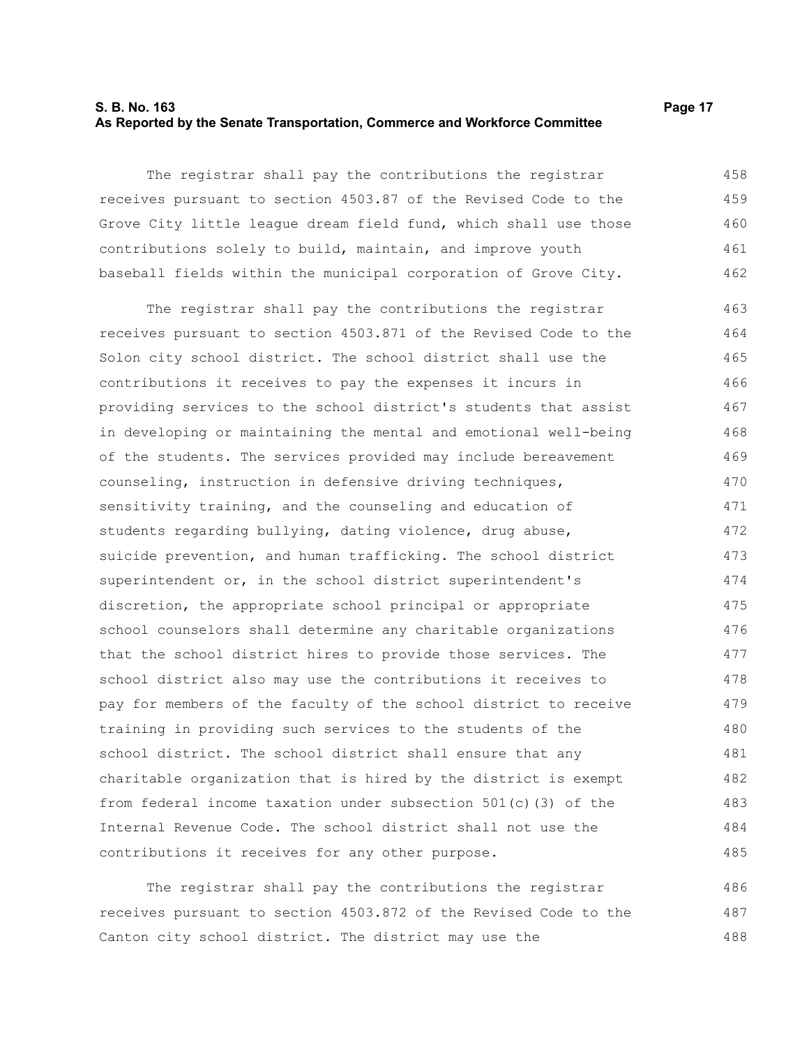The registrar shall pay the contributions the registrar receives pursuant to section 4503.87 of the Revised Code to the Grove City little league dream field fund, which shall use those contributions solely to build, maintain, and improve youth baseball fields within the municipal corporation of Grove City.

The registrar shall pay the contributions the registrar receives pursuant to section 4503.871 of the Revised Code to the Solon city school district. The school district shall use the contributions it receives to pay the expenses it incurs in providing services to the school district's students that assist in developing or maintaining the mental and emotional well-being of the students. The services provided may include bereavement counseling, instruction in defensive driving techniques, sensitivity training, and the counseling and education of students regarding bullying, dating violence, drug abuse, suicide prevention, and human trafficking. The school district superintendent or, in the school district superintendent's discretion, the appropriate school principal or appropriate school counselors shall determine any charitable organizations that the school district hires to provide those services. The school district also may use the contributions it receives to pay for members of the faculty of the school district to receive training in providing such services to the students of the school district. The school district shall ensure that any charitable organization that is hired by the district is exempt from federal income taxation under subsection 501(c)(3) of the Internal Revenue Code. The school district shall not use the contributions it receives for any other purpose.

The registrar shall pay the contributions the registrar receives pursuant to section 4503.872 of the Revised Code to the Canton city school district. The district may use the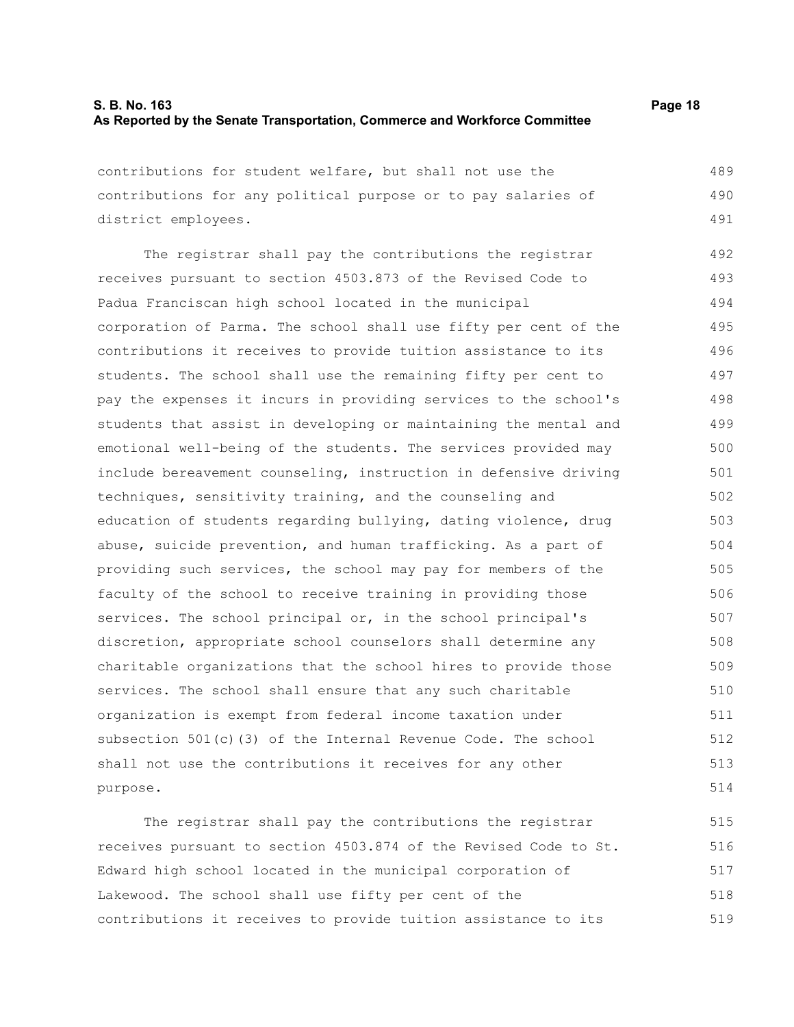contributions for student welfare, but shall not use the contributions for any political purpose or to pay salaries of district employees.

The registrar shall pay the contributions the registrar receives pursuant to section 4503.873 of the Revised Code to Padua Franciscan high school located in the municipal corporation of Parma. The school shall use fifty per cent of the contributions it receives to provide tuition assistance to its students. The school shall use the remaining fifty per cent to pay the expenses it incurs in providing services to the school's students that assist in developing or maintaining the mental and emotional well-being of the students. The services provided may include bereavement counseling, instruction in defensive driving techniques, sensitivity training, and the counseling and education of students regarding bullying, dating violence, drug abuse, suicide prevention, and human trafficking. As a part of providing such services, the school may pay for members of the faculty of the school to receive training in providing those services. The school principal or, in the school principal's discretion, appropriate school counselors shall determine any charitable organizations that the school hires to provide those services. The school shall ensure that any such charitable organization is exempt from federal income taxation under subsection 501(c)(3) of the Internal Revenue Code. The school shall not use the contributions it receives for any other purpose.

The registrar shall pay the contributions the registrar receives pursuant to section 4503.874 of the Revised Code to St. Edward high school located in the municipal corporation of Lakewood. The school shall use fifty per cent of the contributions it receives to provide tuition assistance to its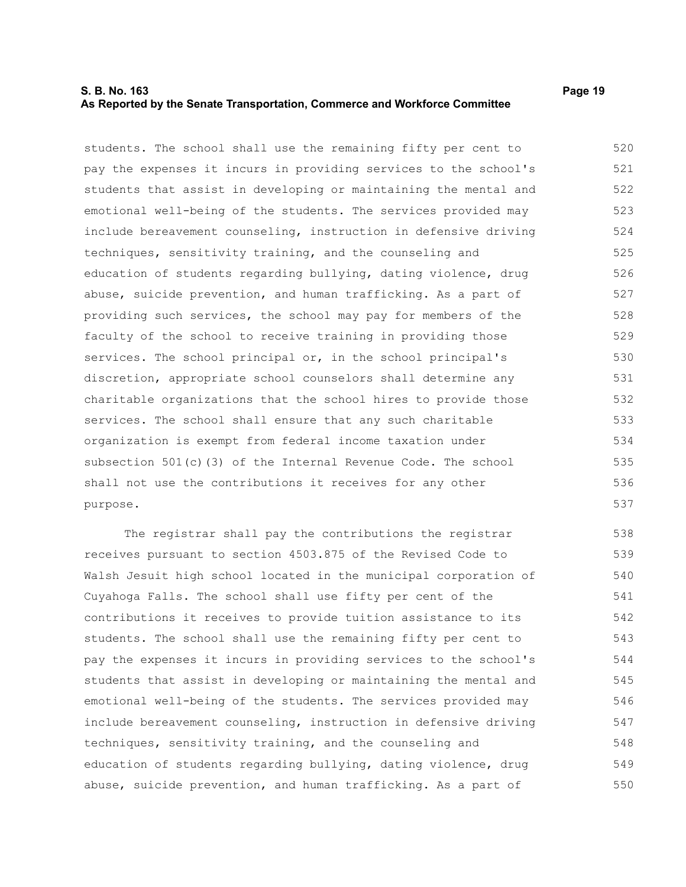students. The school shall use the remaining fifty per cent to pay the expenses it incurs in providing services to the school's students that assist in developing or maintaining the mental and emotional well-being of the students. The services provided may include bereavement counseling, instruction in defensive driving techniques, sensitivity training, and the counseling and education of students regarding bullying, dating violence, drug abuse, suicide prevention, and human trafficking. As a part of providing such services, the school may pay for members of the faculty of the school to receive training in providing those services. The school principal or, in the school principal's discretion, appropriate school counselors shall determine any charitable organizations that the school hires to provide those services. The school shall ensure that any such charitable organization is exempt from federal income taxation under subsection 501(c)(3) of the Internal Revenue Code. The school shall not use the contributions it receives for any other purpose.

The registrar shall pay the contributions the registrar receives pursuant to section 4503.875 of the Revised Code to Walsh Jesuit high school located in the municipal corporation of Cuyahoga Falls. The school shall use fifty per cent of the contributions it receives to provide tuition assistance to its students. The school shall use the remaining fifty per cent to pay the expenses it incurs in providing services to the school's students that assist in developing or maintaining the mental and emotional well-being of the students. The services provided may include bereavement counseling, instruction in defensive driving techniques, sensitivity training, and the counseling and education of students regarding bullying, dating violence, drug abuse, suicide prevention, and human trafficking. As a part of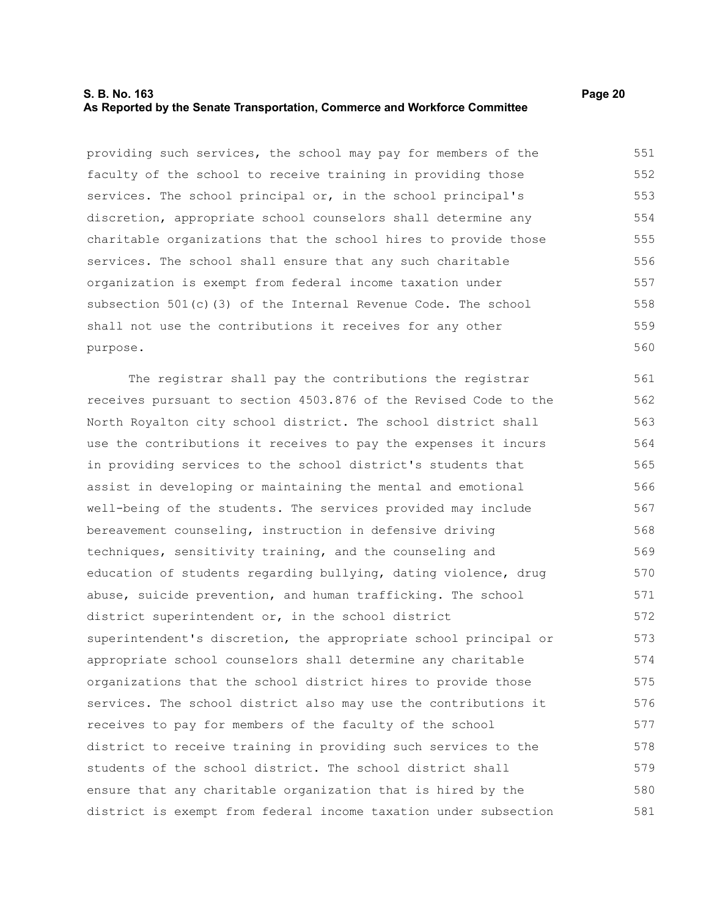providing such services, the school may pay for members of the faculty of the school to receive training in providing those services. The school principal or, in the school principal's discretion, appropriate school counselors shall determine any charitable organizations that the school hires to provide those services. The school shall ensure that any such charitable organization is exempt from federal income taxation under subsection 501(c)(3) of the Internal Revenue Code. The school shall not use the contributions it receives for any other purpose.

The registrar shall pay the contributions the registrar receives pursuant to section 4503.876 of the Revised Code to the North Royalton city school district. The school district shall use the contributions it receives to pay the expenses it incurs in providing services to the school district's students that assist in developing or maintaining the mental and emotional well-being of the students. The services provided may include bereavement counseling, instruction in defensive driving techniques, sensitivity training, and the counseling and education of students regarding bullying, dating violence, drug abuse, suicide prevention, and human trafficking. The school district superintendent or, in the school district superintendent's discretion, the appropriate school principal or appropriate school counselors shall determine any charitable organizations that the school district hires to provide those services. The school district also may use the contributions it receives to pay for members of the faculty of the school district to receive training in providing such services to the students of the school district. The school district shall ensure that any charitable organization that is hired by the district is exempt from federal income taxation under subsection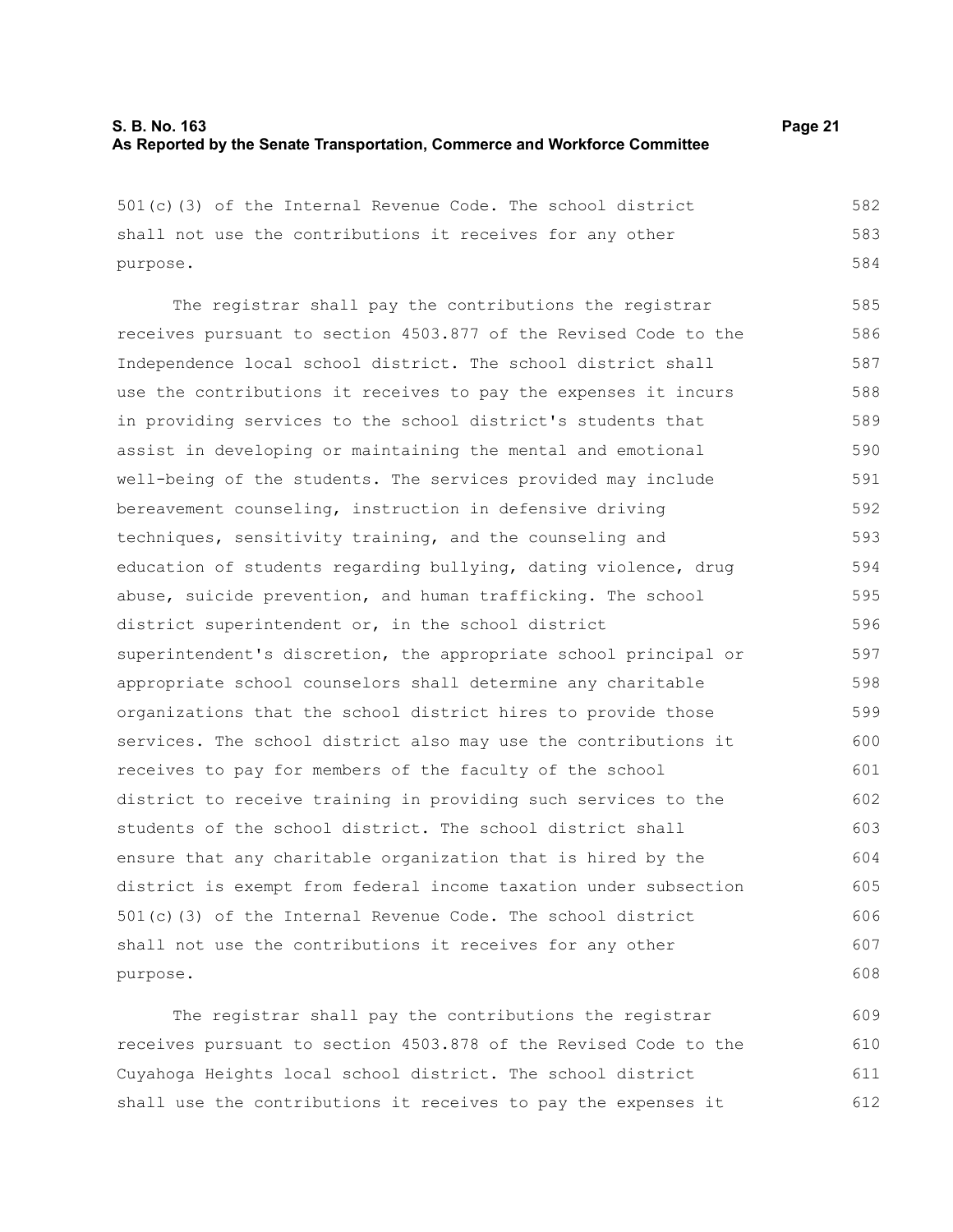501(c)(3) of the Internal Revenue Code. The school district shall not use the contributions it receives for any other purpose.

The registrar shall pay the contributions the registrar receives pursuant to section 4503.877 of the Revised Code to the Independence local school district. The school district shall use the contributions it receives to pay the expenses it incurs in providing services to the school district's students that assist in developing or maintaining the mental and emotional well-being of the students. The services provided may include bereavement counseling, instruction in defensive driving techniques, sensitivity training, and the counseling and education of students regarding bullying, dating violence, drug abuse, suicide prevention, and human trafficking. The school district superintendent or, in the school district superintendent's discretion, the appropriate school principal or appropriate school counselors shall determine any charitable organizations that the school district hires to provide those services. The school district also may use the contributions it receives to pay for members of the faculty of the school district to receive training in providing such services to the students of the school district. The school district shall ensure that any charitable organization that is hired by the district is exempt from federal income taxation under subsection 501(c)(3) of the Internal Revenue Code. The school district shall not use the contributions it receives for any other purpose.

The registrar shall pay the contributions the registrar receives pursuant to section 4503.878 of the Revised Code to the Cuyahoga Heights local school district. The school district shall use the contributions it receives to pay the expenses it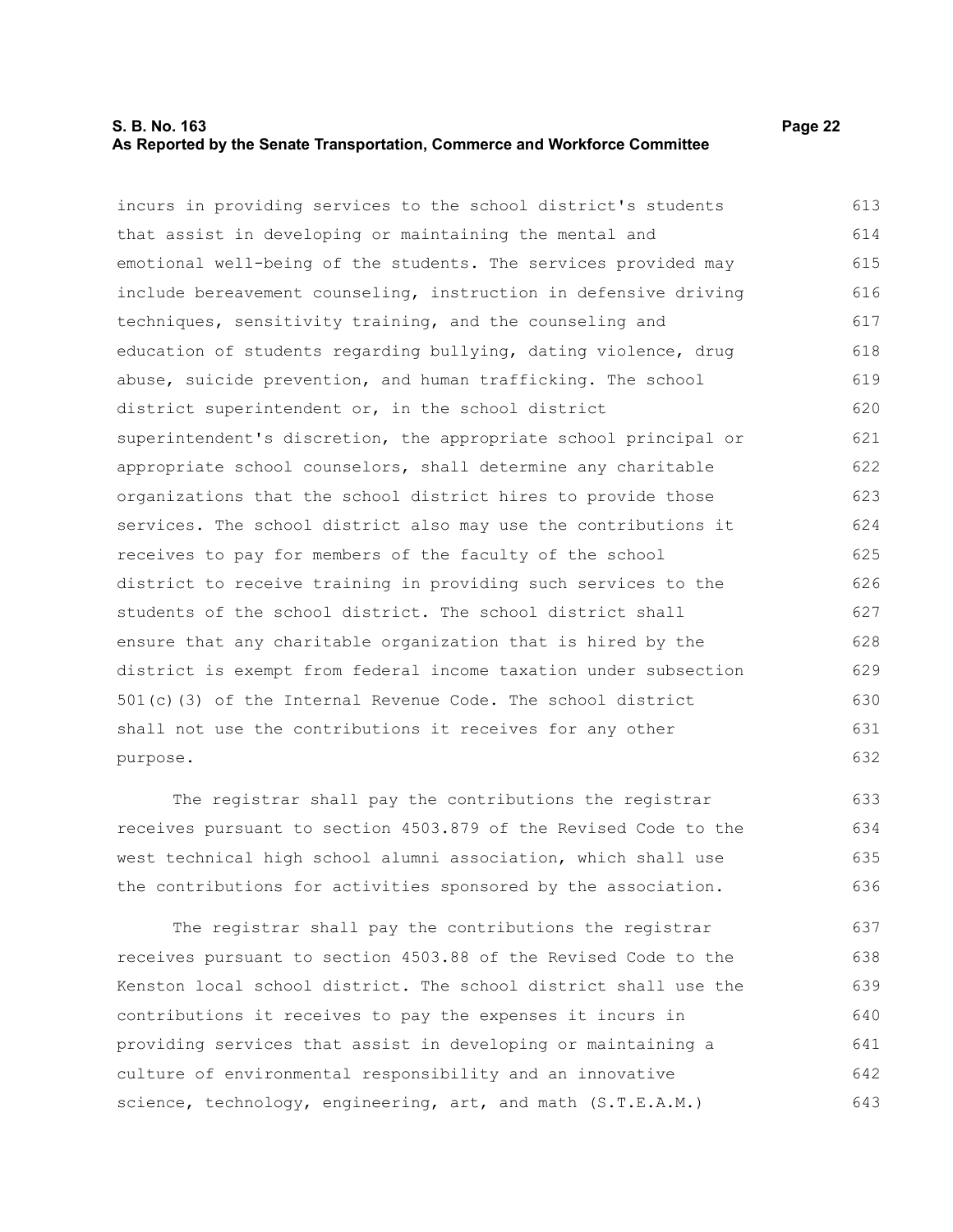incurs in providing services to the school district's students that assist in developing or maintaining the mental and emotional well-being of the students. The services provided may include bereavement counseling, instruction in defensive driving techniques, sensitivity training, and the counseling and education of students regarding bullying, dating violence, drug abuse, suicide prevention, and human trafficking. The school district superintendent or, in the school district superintendent's discretion, the appropriate school principal or appropriate school counselors, shall determine any charitable organizations that the school district hires to provide those services. The school district also may use the contributions it receives to pay for members of the faculty of the school district to receive training in providing such services to the students of the school district. The school district shall ensure that any charitable organization that is hired by the district is exempt from federal income taxation under subsection 501(c)(3) of the Internal Revenue Code. The school district shall not use the contributions it receives for any other purpose.

The registrar shall pay the contributions the registrar receives pursuant to section 4503.879 of the Revised Code to the west technical high school alumni association, which shall use the contributions for activities sponsored by the association.

The registrar shall pay the contributions the registrar receives pursuant to section 4503.88 of the Revised Code to the Kenston local school district. The school district shall use the contributions it receives to pay the expenses it incurs in providing services that assist in developing or maintaining a culture of environmental responsibility and an innovative science, technology, engineering, art, and math (S.T.E.A.M.)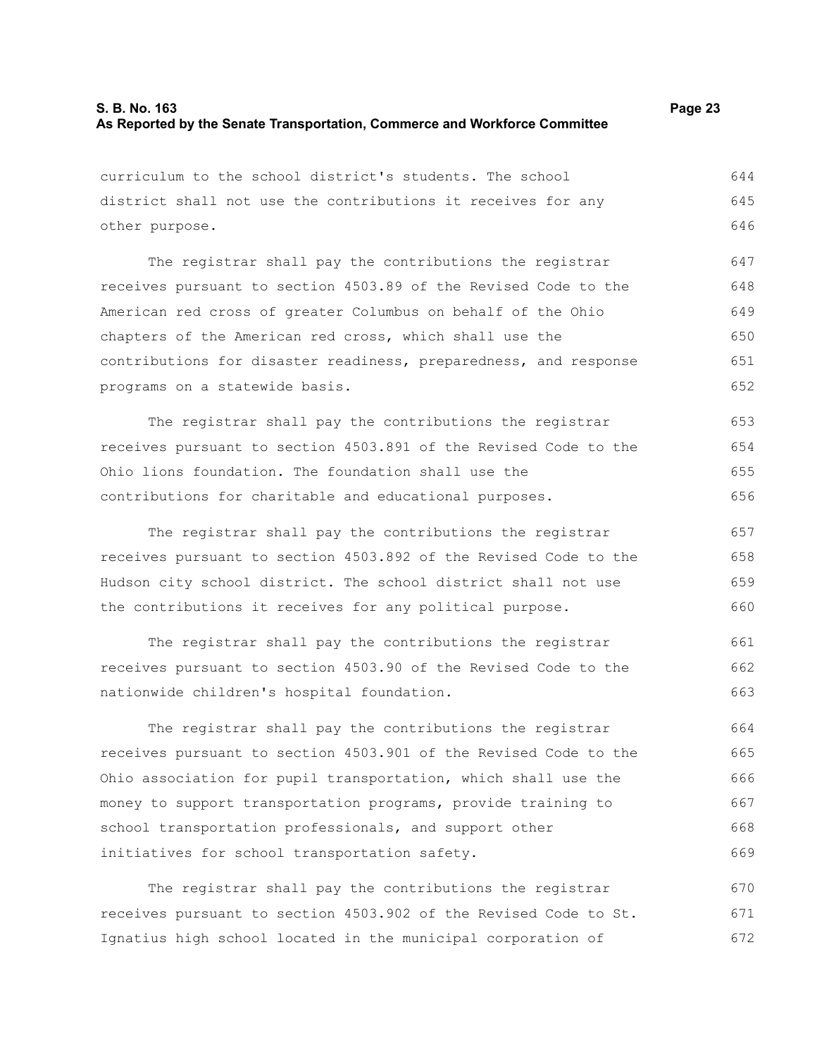curriculum to the school district's students. The school district shall not use the contributions it receives for any other purpose.

The registrar shall pay the contributions the registrar receives pursuant to section 4503.89 of the Revised Code to the American red cross of greater Columbus on behalf of the Ohio chapters of the American red cross, which shall use the contributions for disaster readiness, preparedness, and response programs on a statewide basis.

The registrar shall pay the contributions the registrar receives pursuant to section 4503.891 of the Revised Code to the Ohio lions foundation. The foundation shall use the contributions for charitable and educational purposes.

The registrar shall pay the contributions the registrar receives pursuant to section 4503.892 of the Revised Code to the Hudson city school district. The school district shall not use the contributions it receives for any political purpose.

The registrar shall pay the contributions the registrar receives pursuant to section 4503.90 of the Revised Code to the nationwide children's hospital foundation.

The registrar shall pay the contributions the registrar receives pursuant to section 4503.901 of the Revised Code to the Ohio association for pupil transportation, which shall use the money to support transportation programs, provide training to school transportation professionals, and support other initiatives for school transportation safety.

The registrar shall pay the contributions the registrar receives pursuant to section 4503.902 of the Revised Code to St. Ignatius high school located in the municipal corporation of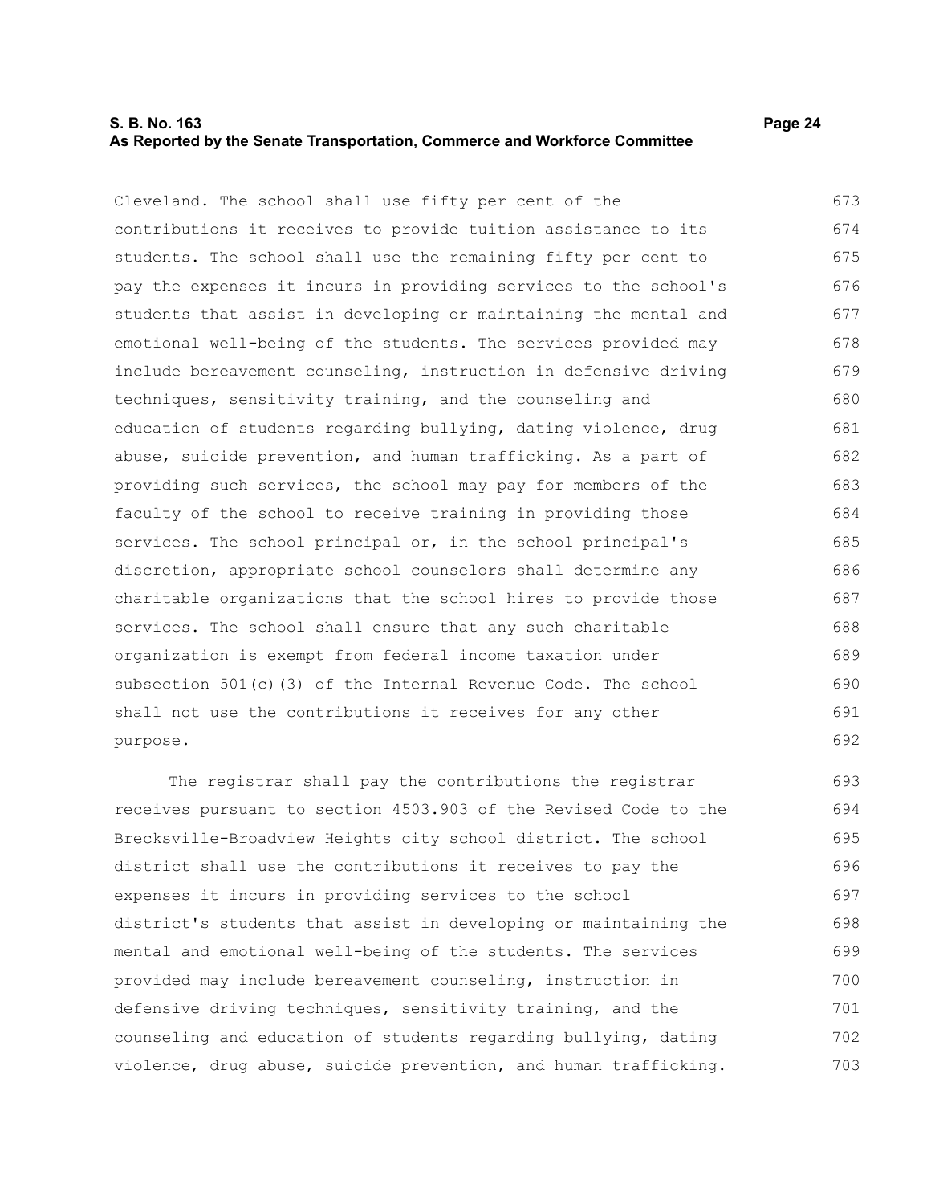Cleveland. The school shall use fifty per cent of the contributions it receives to provide tuition assistance to its students. The school shall use the remaining fifty per cent to pay the expenses it incurs in providing services to the school's students that assist in developing or maintaining the mental and emotional well-being of the students. The services provided may include bereavement counseling, instruction in defensive driving techniques, sensitivity training, and the counseling and education of students regarding bullying, dating violence, drug abuse, suicide prevention, and human trafficking. As a part of providing such services, the school may pay for members of the faculty of the school to receive training in providing those services. The school principal or, in the school principal's discretion, appropriate school counselors shall determine any charitable organizations that the school hires to provide those services. The school shall ensure that any such charitable organization is exempt from federal income taxation under subsection 501(c)(3) of the Internal Revenue Code. The school shall not use the contributions it receives for any other purpose.

The registrar shall pay the contributions the registrar receives pursuant to section 4503.903 of the Revised Code to the Brecksville-Broadview Heights city school district. The school district shall use the contributions it receives to pay the expenses it incurs in providing services to the school district's students that assist in developing or maintaining the mental and emotional well-being of the students. The services provided may include bereavement counseling, instruction in defensive driving techniques, sensitivity training, and the counseling and education of students regarding bullying, dating violence, drug abuse, suicide prevention, and human trafficking.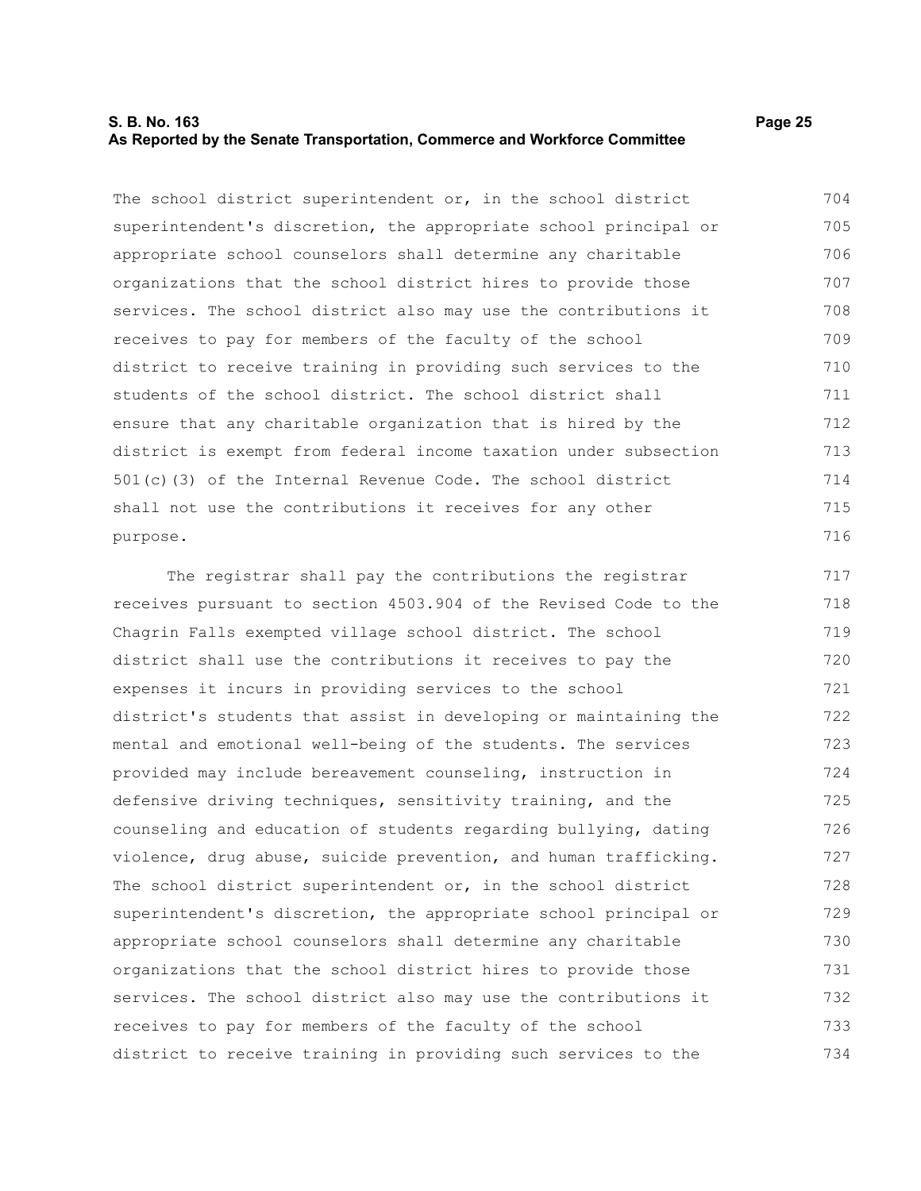The school district superintendent or, in the school district superintendent's discretion, the appropriate school principal or appropriate school counselors shall determine any charitable organizations that the school district hires to provide those services. The school district also may use the contributions it receives to pay for members of the faculty of the school district to receive training in providing such services to the students of the school district. The school district shall ensure that any charitable organization that is hired by the district is exempt from federal income taxation under subsection 501(c)(3) of the Internal Revenue Code. The school district shall not use the contributions it receives for any other purpose.

The registrar shall pay the contributions the registrar receives pursuant to section 4503.904 of the Revised Code to the Chagrin Falls exempted village school district. The school district shall use the contributions it receives to pay the expenses it incurs in providing services to the school district's students that assist in developing or maintaining the mental and emotional well-being of the students. The services provided may include bereavement counseling, instruction in defensive driving techniques, sensitivity training, and the counseling and education of students regarding bullying, dating violence, drug abuse, suicide prevention, and human trafficking. The school district superintendent or, in the school district superintendent's discretion, the appropriate school principal or appropriate school counselors shall determine any charitable organizations that the school district hires to provide those services. The school district also may use the contributions it receives to pay for members of the faculty of the school district to receive training in providing such services to the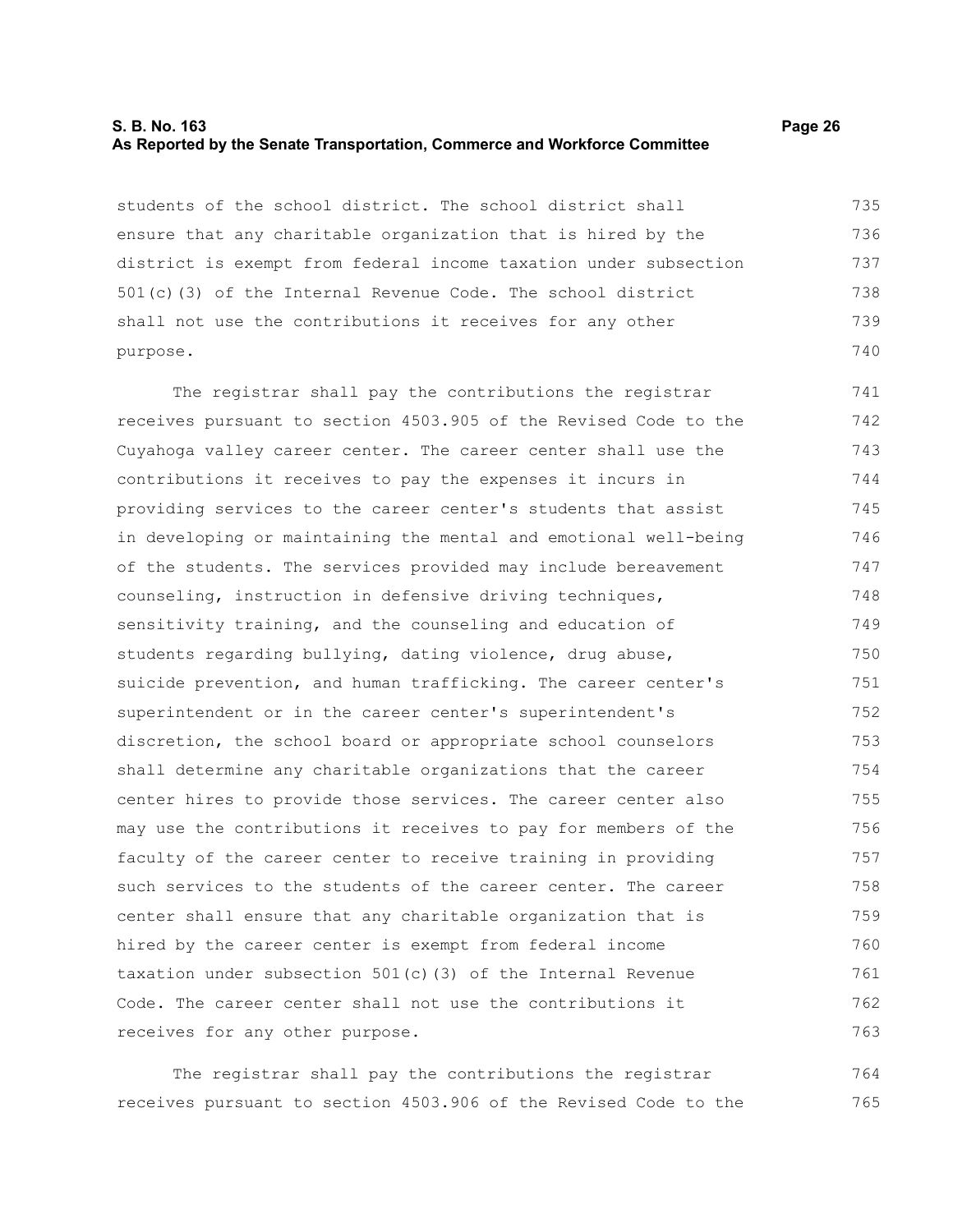students of the school district. The school district shall ensure that any charitable organization that is hired by the district is exempt from federal income taxation under subsection 501(c)(3) of the Internal Revenue Code. The school district shall not use the contributions it receives for any other purpose.

The registrar shall pay the contributions the registrar receives pursuant to section 4503.905 of the Revised Code to the Cuyahoga valley career center. The career center shall use the contributions it receives to pay the expenses it incurs in providing services to the career center's students that assist in developing or maintaining the mental and emotional well-being of the students. The services provided may include bereavement counseling, instruction in defensive driving techniques, sensitivity training, and the counseling and education of students regarding bullying, dating violence, drug abuse, suicide prevention, and human trafficking. The career center's superintendent or in the career center's superintendent's discretion, the school board or appropriate school counselors shall determine any charitable organizations that the career center hires to provide those services. The career center also may use the contributions it receives to pay for members of the faculty of the career center to receive training in providing such services to the students of the career center. The career center shall ensure that any charitable organization that is hired by the career center is exempt from federal income taxation under subsection 501(c)(3) of the Internal Revenue Code. The career center shall not use the contributions it receives for any other purpose.

The registrar shall pay the contributions the registrar receives pursuant to section 4503.906 of the Revised Code to the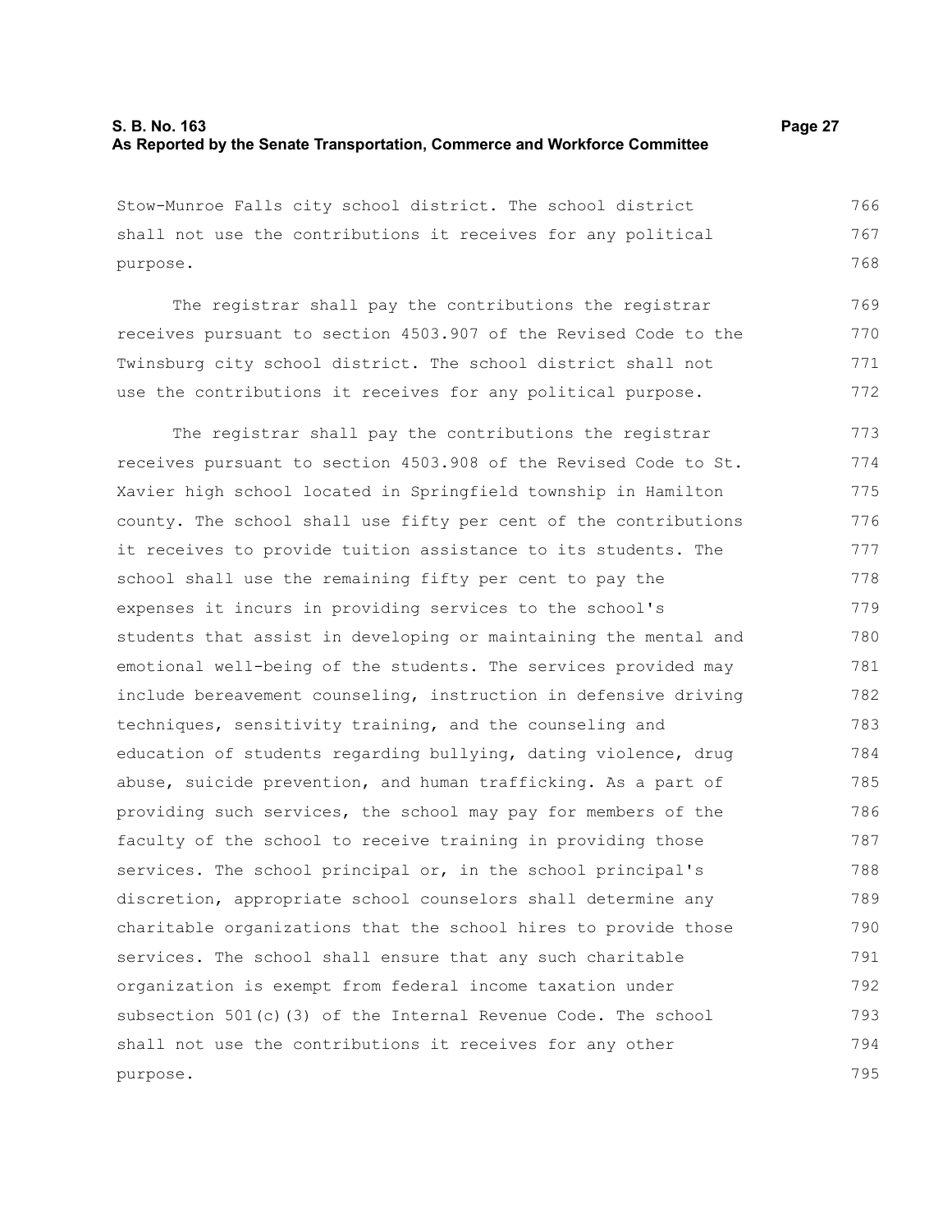Stow-Munroe Falls city school district. The school district shall not use the contributions it receives for any political purpose.

The registrar shall pay the contributions the registrar receives pursuant to section 4503.907 of the Revised Code to the Twinsburg city school district. The school district shall not use the contributions it receives for any political purpose.

The registrar shall pay the contributions the registrar receives pursuant to section 4503.908 of the Revised Code to St. Xavier high school located in Springfield township in Hamilton county. The school shall use fifty per cent of the contributions it receives to provide tuition assistance to its students. The school shall use the remaining fifty per cent to pay the expenses it incurs in providing services to the school's students that assist in developing or maintaining the mental and emotional well-being of the students. The services provided may include bereavement counseling, instruction in defensive driving techniques, sensitivity training, and the counseling and education of students regarding bullying, dating violence, drug abuse, suicide prevention, and human trafficking. As a part of providing such services, the school may pay for members of the faculty of the school to receive training in providing those services. The school principal or, in the school principal's discretion, appropriate school counselors shall determine any charitable organizations that the school hires to provide those services. The school shall ensure that any such charitable organization is exempt from federal income taxation under subsection 501(c)(3) of the Internal Revenue Code. The school shall not use the contributions it receives for any other purpose.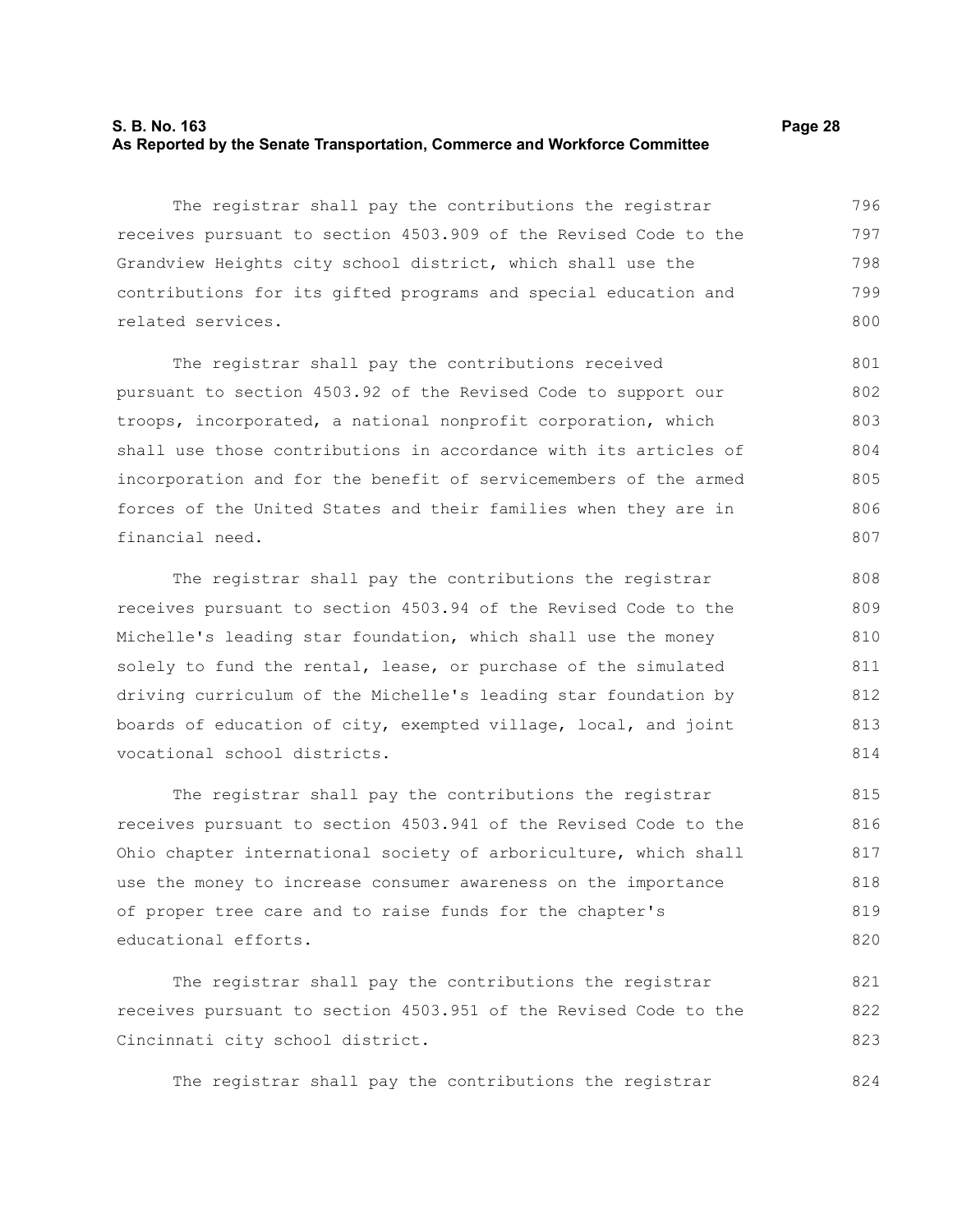The registrar shall pay the contributions the registrar receives pursuant to section 4503.909 of the Revised Code to the Grandview Heights city school district, which shall use the contributions for its gifted programs and special education and related services.

The registrar shall pay the contributions received pursuant to section 4503.92 of the Revised Code to support our troops, incorporated, a national nonprofit corporation, which shall use those contributions in accordance with its articles of incorporation and for the benefit of servicemembers of the armed forces of the United States and their families when they are in financial need.

The registrar shall pay the contributions the registrar receives pursuant to section 4503.94 of the Revised Code to the Michelle's leading star foundation, which shall use the money solely to fund the rental, lease, or purchase of the simulated driving curriculum of the Michelle's leading star foundation by boards of education of city, exempted village, local, and joint vocational school districts.

The registrar shall pay the contributions the registrar receives pursuant to section 4503.941 of the Revised Code to the Ohio chapter international society of arboriculture, which shall use the money to increase consumer awareness on the importance of proper tree care and to raise funds for the chapter's educational efforts.

The registrar shall pay the contributions the registrar receives pursuant to section 4503.951 of the Revised Code to the Cincinnati city school district.

The registrar shall pay the contributions the registrar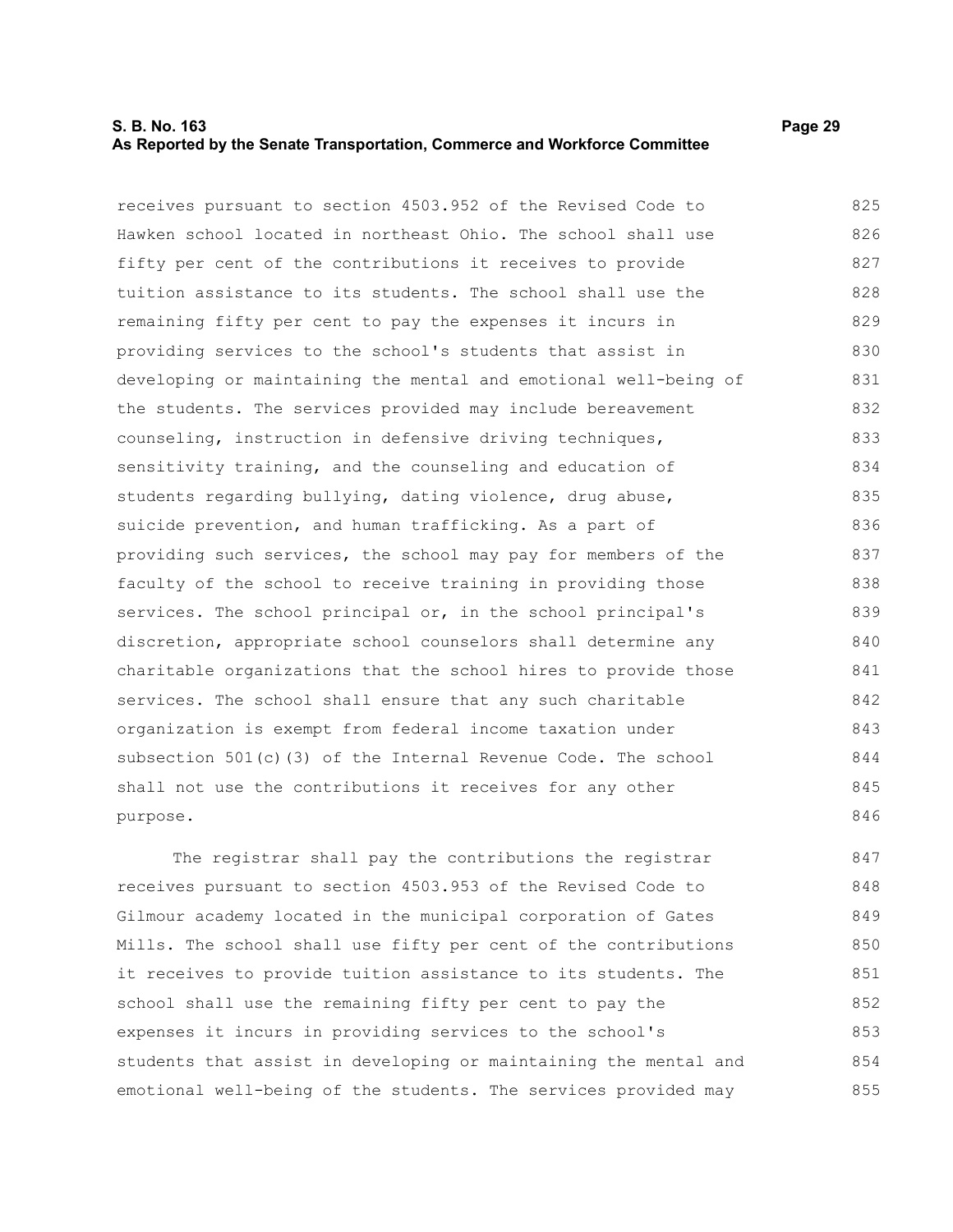receives pursuant to section 4503.952 of the Revised Code to Hawken school located in northeast Ohio. The school shall use fifty per cent of the contributions it receives to provide tuition assistance to its students. The school shall use the remaining fifty per cent to pay the expenses it incurs in providing services to the school's students that assist in developing or maintaining the mental and emotional well-being of the students. The services provided may include bereavement counseling, instruction in defensive driving techniques, sensitivity training, and the counseling and education of students regarding bullying, dating violence, drug abuse, suicide prevention, and human trafficking. As a part of providing such services, the school may pay for members of the faculty of the school to receive training in providing those services. The school principal or, in the school principal's discretion, appropriate school counselors shall determine any charitable organizations that the school hires to provide those services. The school shall ensure that any such charitable organization is exempt from federal income taxation under subsection 501(c)(3) of the Internal Revenue Code. The school shall not use the contributions it receives for any other purpose.

The registrar shall pay the contributions the registrar receives pursuant to section 4503.953 of the Revised Code to Gilmour academy located in the municipal corporation of Gates Mills. The school shall use fifty per cent of the contributions it receives to provide tuition assistance to its students. The school shall use the remaining fifty per cent to pay the expenses it incurs in providing services to the school's students that assist in developing or maintaining the mental and emotional well-being of the students. The services provided may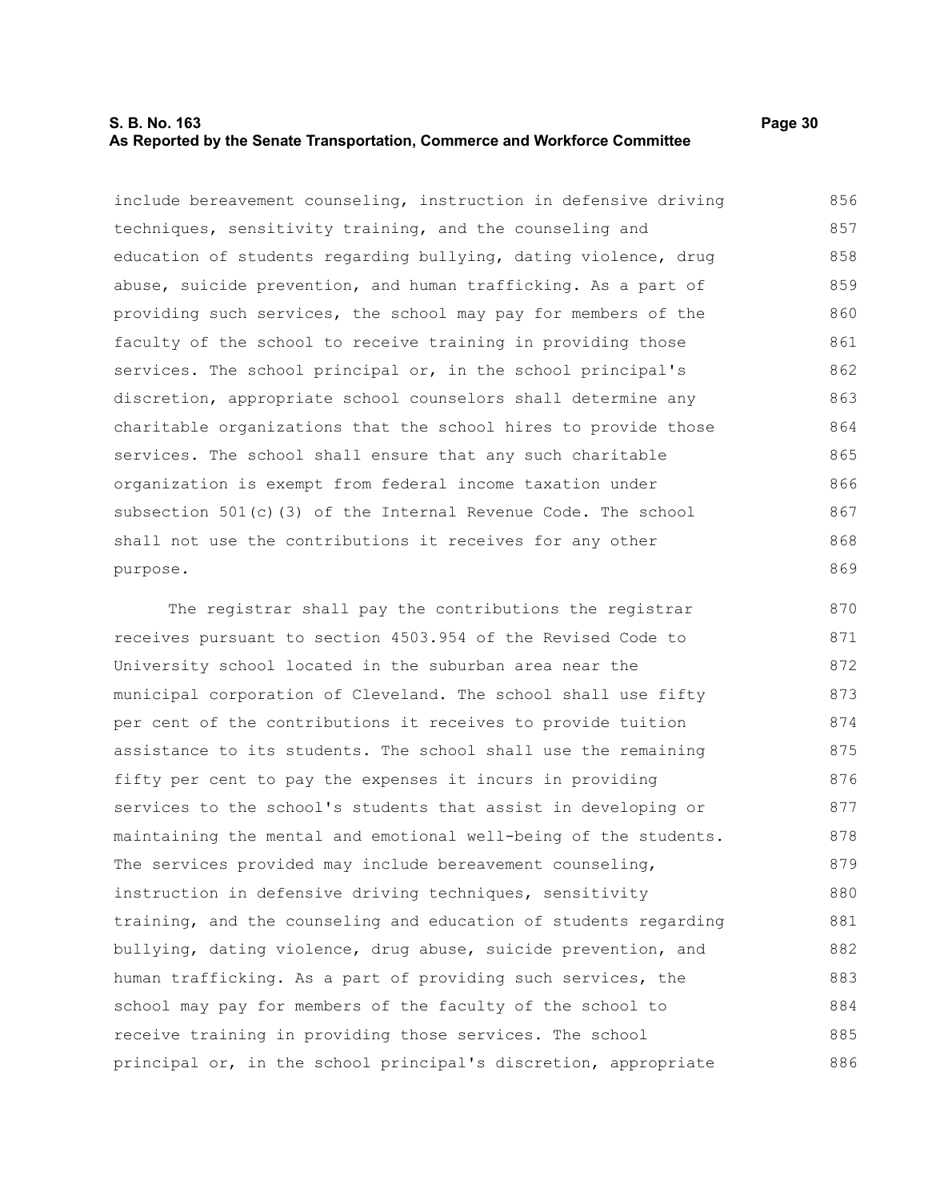include bereavement counseling, instruction in defensive driving techniques, sensitivity training, and the counseling and education of students regarding bullying, dating violence, drug abuse, suicide prevention, and human trafficking. As a part of providing such services, the school may pay for members of the faculty of the school to receive training in providing those services. The school principal or, in the school principal's discretion, appropriate school counselors shall determine any charitable organizations that the school hires to provide those services. The school shall ensure that any such charitable organization is exempt from federal income taxation under subsection 501(c)(3) of the Internal Revenue Code. The school shall not use the contributions it receives for any other purpose.

The registrar shall pay the contributions the registrar receives pursuant to section 4503.954 of the Revised Code to University school located in the suburban area near the municipal corporation of Cleveland. The school shall use fifty per cent of the contributions it receives to provide tuition assistance to its students. The school shall use the remaining fifty per cent to pay the expenses it incurs in providing services to the school's students that assist in developing or maintaining the mental and emotional well-being of the students. The services provided may include bereavement counseling, instruction in defensive driving techniques, sensitivity training, and the counseling and education of students regarding bullying, dating violence, drug abuse, suicide prevention, and human trafficking. As a part of providing such services, the school may pay for members of the faculty of the school to receive training in providing those services. The school principal or, in the school principal's discretion, appropriate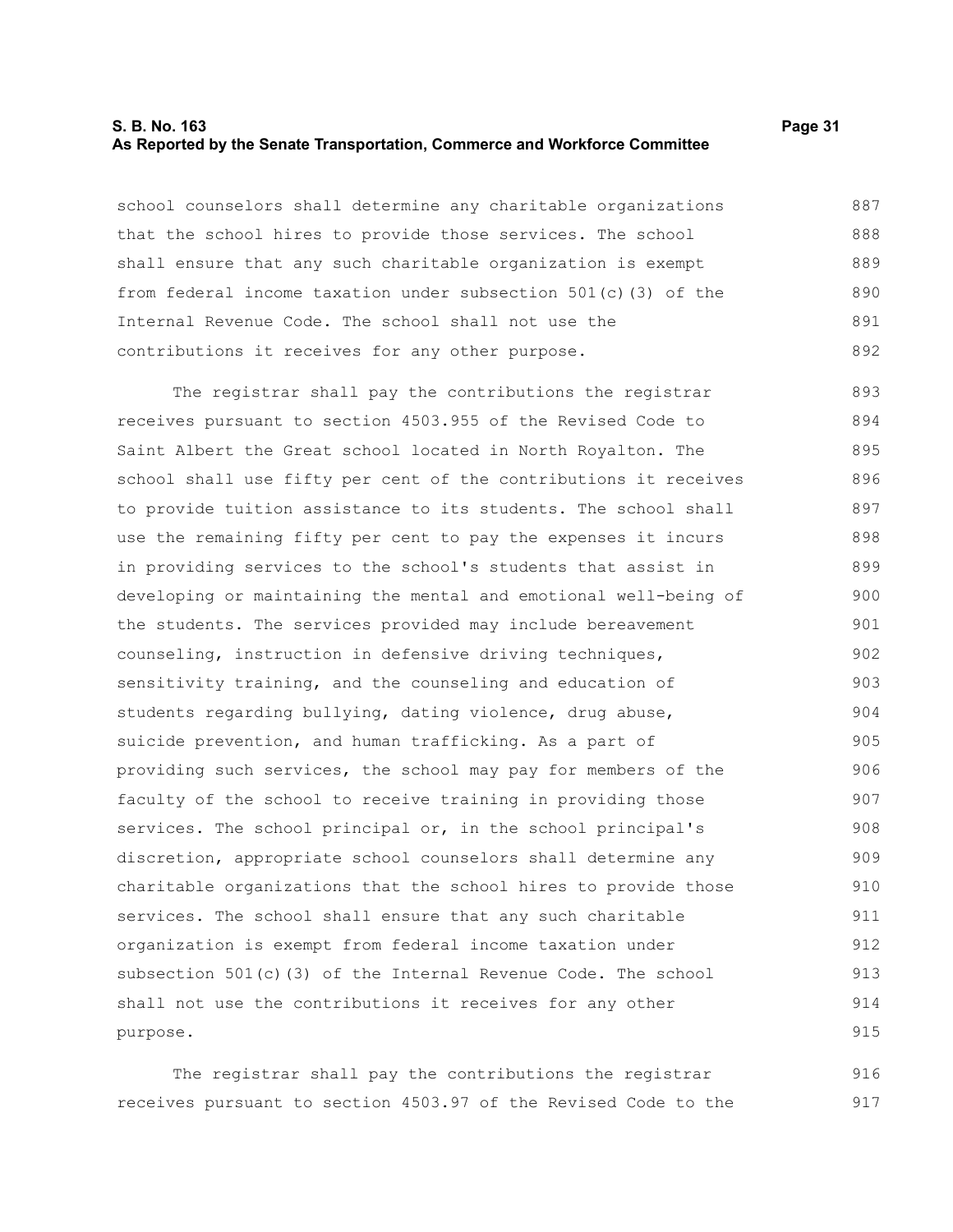school counselors shall determine any charitable organizations that the school hires to provide those services. The school shall ensure that any such charitable organization is exempt from federal income taxation under subsection 501(c)(3) of the Internal Revenue Code. The school shall not use the contributions it receives for any other purpose.

The registrar shall pay the contributions the registrar receives pursuant to section 4503.955 of the Revised Code to Saint Albert the Great school located in North Royalton. The school shall use fifty per cent of the contributions it receives to provide tuition assistance to its students. The school shall use the remaining fifty per cent to pay the expenses it incurs in providing services to the school's students that assist in developing or maintaining the mental and emotional well-being of the students. The services provided may include bereavement counseling, instruction in defensive driving techniques, sensitivity training, and the counseling and education of students regarding bullying, dating violence, drug abuse, suicide prevention, and human trafficking. As a part of providing such services, the school may pay for members of the faculty of the school to receive training in providing those services. The school principal or, in the school principal's discretion, appropriate school counselors shall determine any charitable organizations that the school hires to provide those services. The school shall ensure that any such charitable organization is exempt from federal income taxation under subsection 501(c)(3) of the Internal Revenue Code. The school shall not use the contributions it receives for any other purpose.

The registrar shall pay the contributions the registrar receives pursuant to section 4503.97 of the Revised Code to the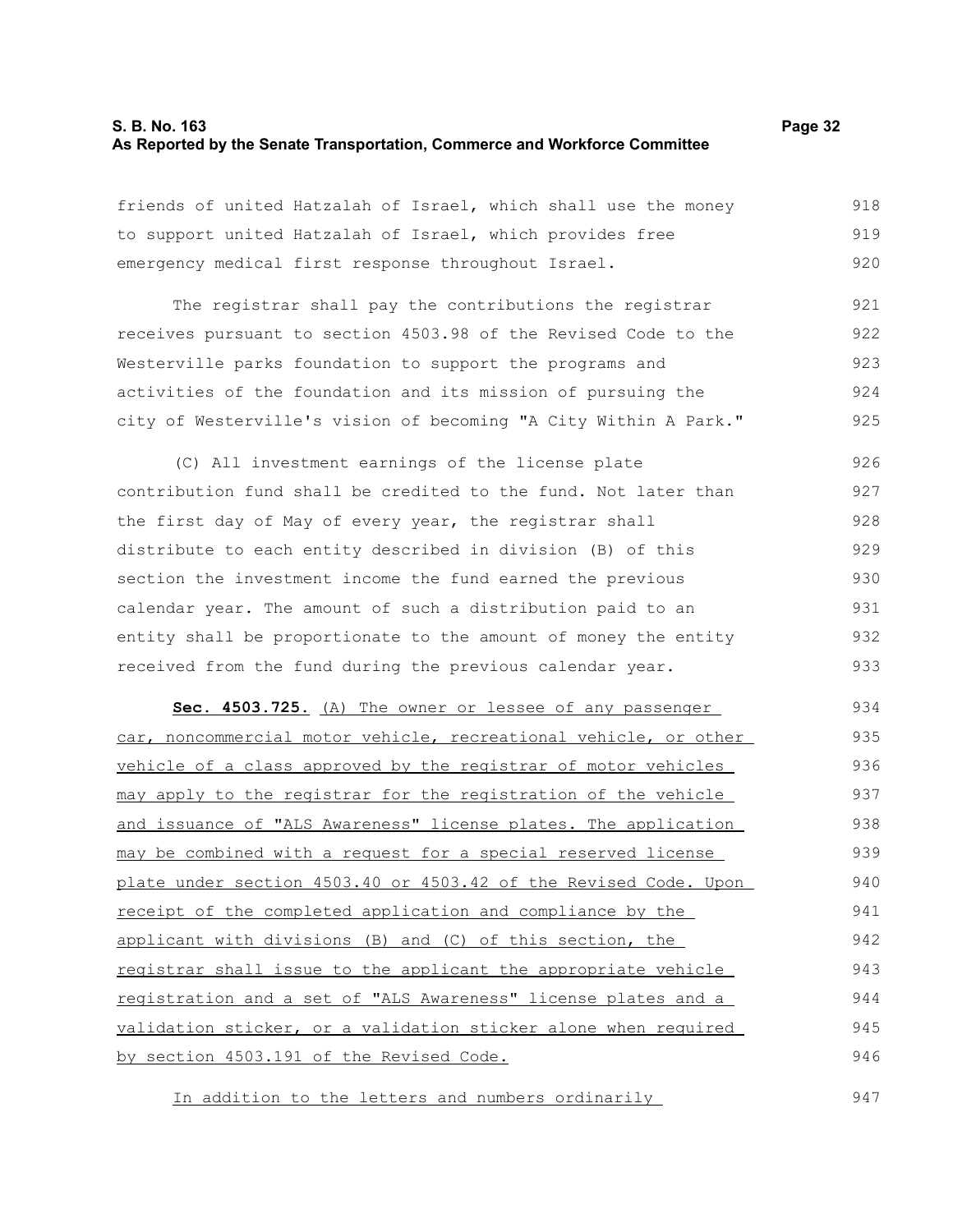friends of united Hatzalah of Israel, which shall use the money to support united Hatzalah of Israel, which provides free emergency medical first response throughout Israel.

The registrar shall pay the contributions the registrar receives pursuant to section 4503.98 of the Revised Code to the Westerville parks foundation to support the programs and activities of the foundation and its mission of pursuing the city of Westerville's vision of becoming "A City Within A Park."

(C) All investment earnings of the license plate contribution fund shall be credited to the fund. Not later than the first day of May of every year, the registrar shall distribute to each entity described in division (B) of this section the investment income the fund earned the previous calendar year. The amount of such a distribution paid to an entity shall be proportionate to the amount of money the entity received from the fund during the previous calendar year.

**Sec. 4503.725.** (A) The owner or lessee of any passenger car, noncommercial motor vehicle, recreational vehicle, or other vehicle of a class approved by the registrar of motor vehicles may apply to the registrar for the registration of the vehicle and issuance of "ALS Awareness" license plates. The application may be combined with a request for a special reserved license plate under section 4503.40 or 4503.42 of the Revised Code. Upon receipt of the completed application and compliance by the applicant with divisions (B) and (C) of this section, the registrar shall issue to the applicant the appropriate vehicle registration and a set of "ALS Awareness" license plates and a validation sticker, or a validation sticker alone when required by section 4503.191 of the Revised Code.

In addition to the letters and numbers ordinarily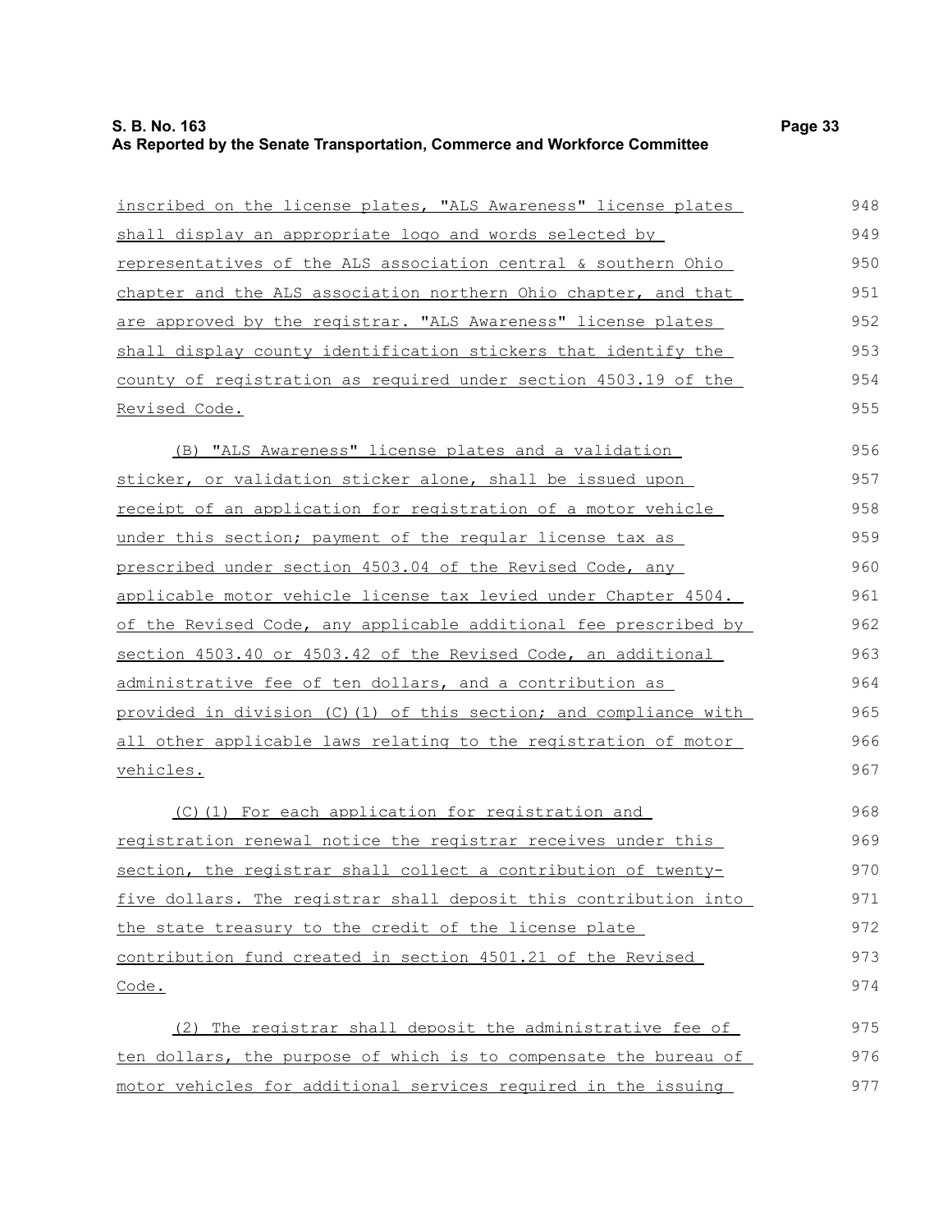inscribed on the license plates, "ALS Awareness" license plates shall display an appropriate logo and words selected by representatives of the ALS association central & southern Ohio chapter and the ALS association northern Ohio chapter, and that are approved by the registrar. "ALS Awareness" license plates shall display county identification stickers that identify the county of registration as required under section 4503.19 of the Revised Code.

(B) "ALS Awareness" license plates and a validation sticker, or validation sticker alone, shall be issued upon receipt of an application for registration of a motor vehicle under this section; payment of the regular license tax as prescribed under section 4503.04 of the Revised Code, any applicable motor vehicle license tax levied under Chapter 4504. of the Revised Code, any applicable additional fee prescribed by section 4503.40 or 4503.42 of the Revised Code, an additional administrative fee of ten dollars, and a contribution as provided in division (C)(1) of this section; and compliance with all other applicable laws relating to the registration of motor vehicles.

(C)(1) For each application for registration and registration renewal notice the registrar receives under this section, the registrar shall collect a contribution of twenty-five dollars. The registrar shall deposit this contribution into the state treasury to the credit of the license plate contribution fund created in section 4501.21 of the Revised Code.

(2) The registrar shall deposit the administrative fee of ten dollars, the purpose of which is to compensate the bureau of motor vehicles for additional services required in the issuing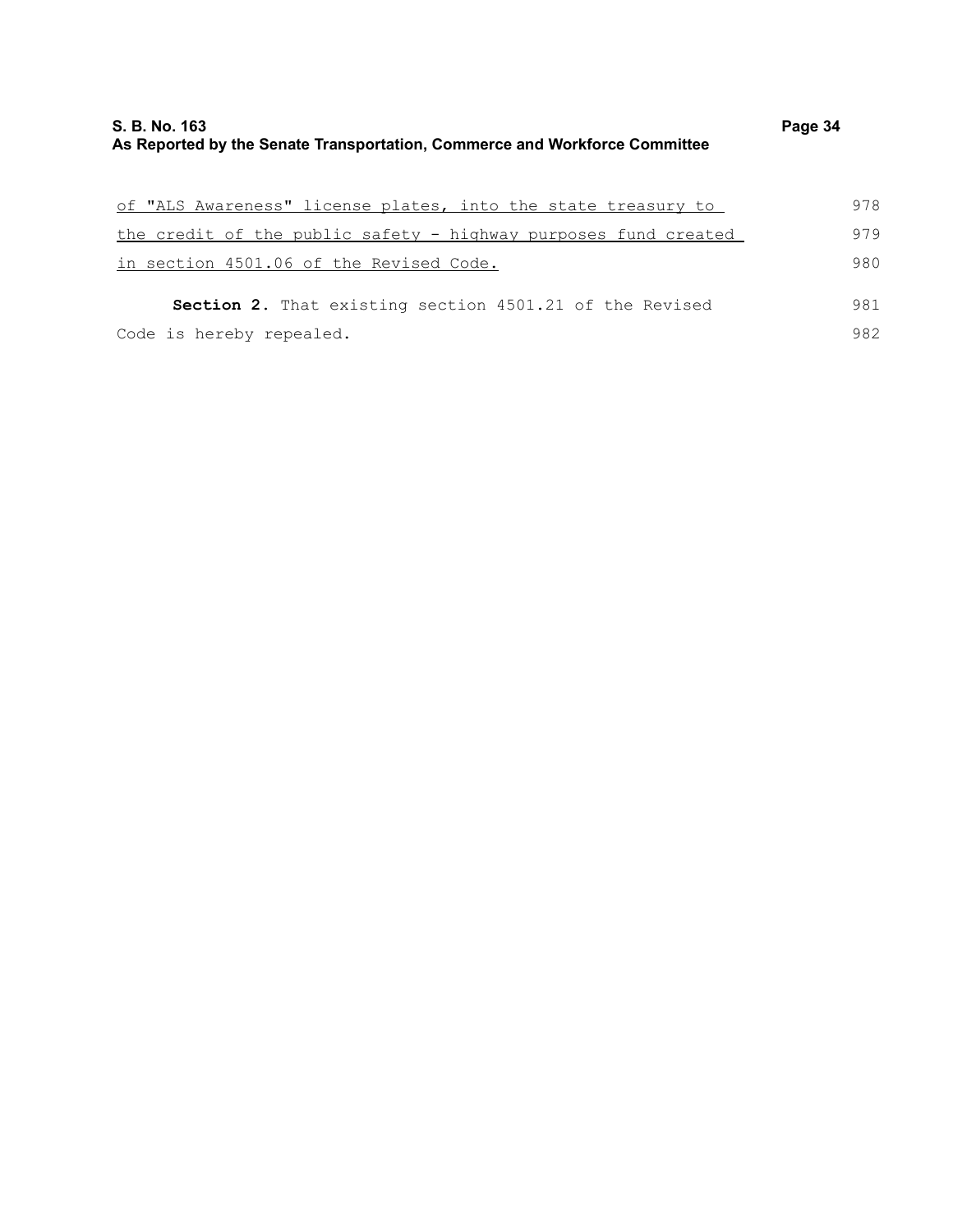of "ALS Awareness" license plates, into the state treasury to the credit of the public safety - highway purposes fund created in section 4501.06 of the Revised Code.

**Section 2.** That existing section 4501.21 of the Revised Code is hereby repealed.